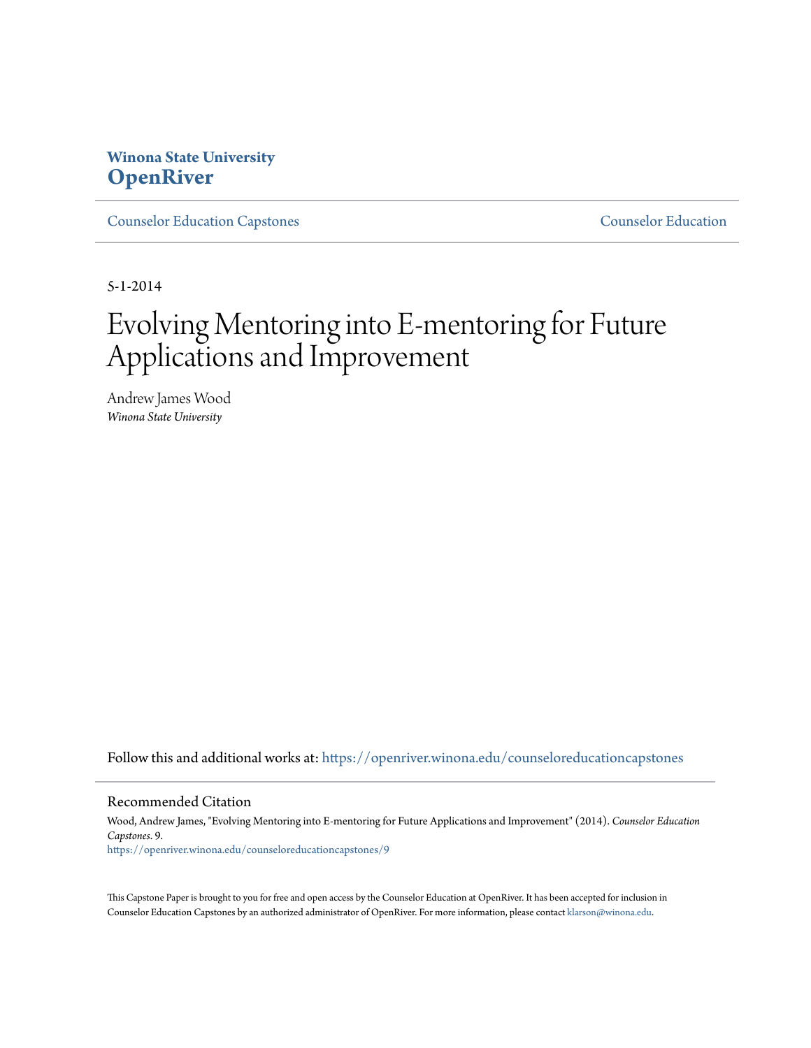**Winona State University**
# OpenRiver

Counselor Education Capstones | Counselor Education

5-1-2014

# Evolving Mentoring into E-mentoring for Future Applications and Improvement

Andrew James Wood
*Winona State University*

Follow this and additional works at: https://openriver.winona.edu/counseloreducationcapstones

## Recommended Citation

Wood, Andrew James, "Evolving Mentoring into E-mentoring for Future Applications and Improvement" (2014). *Counselor Education Capstones*. 9.
https://openriver.winona.edu/counseloreducationcapstones/9

This Capstone Paper is brought to you for free and open access by the Counselor Education at OpenRiver. It has been accepted for inclusion in Counselor Education Capstones by an authorized administrator of OpenRiver. For more information, please contact klarson@winona.edu.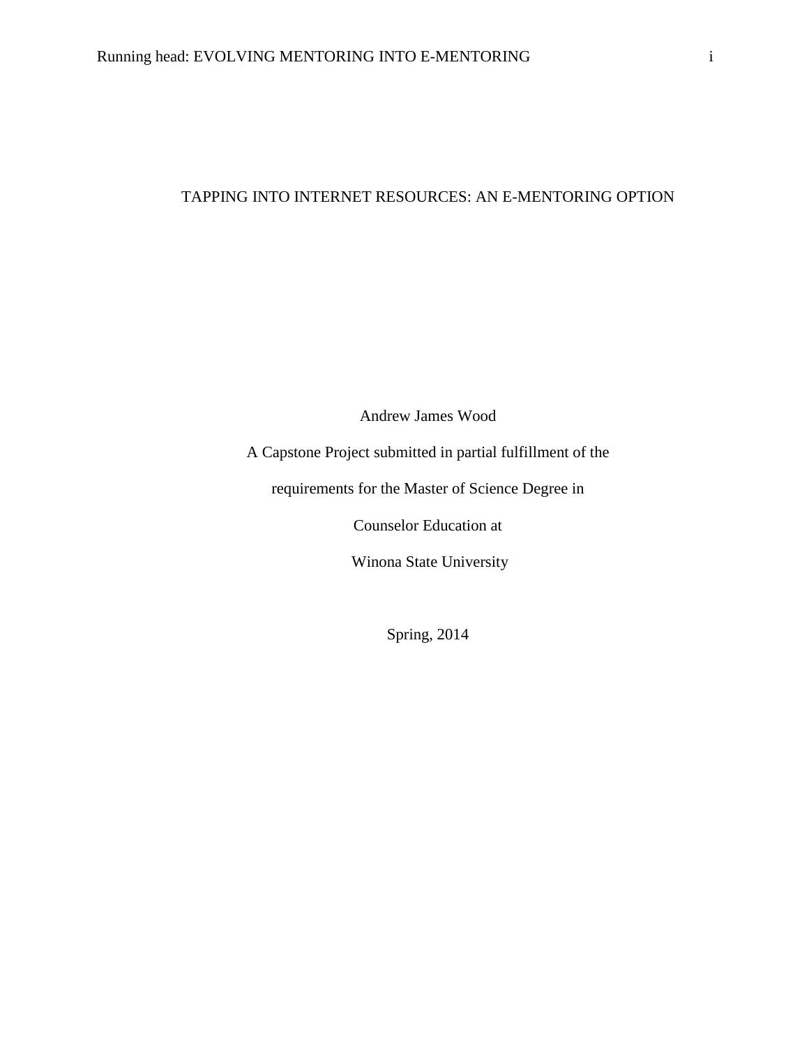# TAPPING INTO INTERNET RESOURCES: AN E-MENTORING OPTION

Andrew James Wood

A Capstone Project submitted in partial fulfillment of the

requirements for the Master of Science Degree in

Counselor Education at

Winona State University

Spring, 2014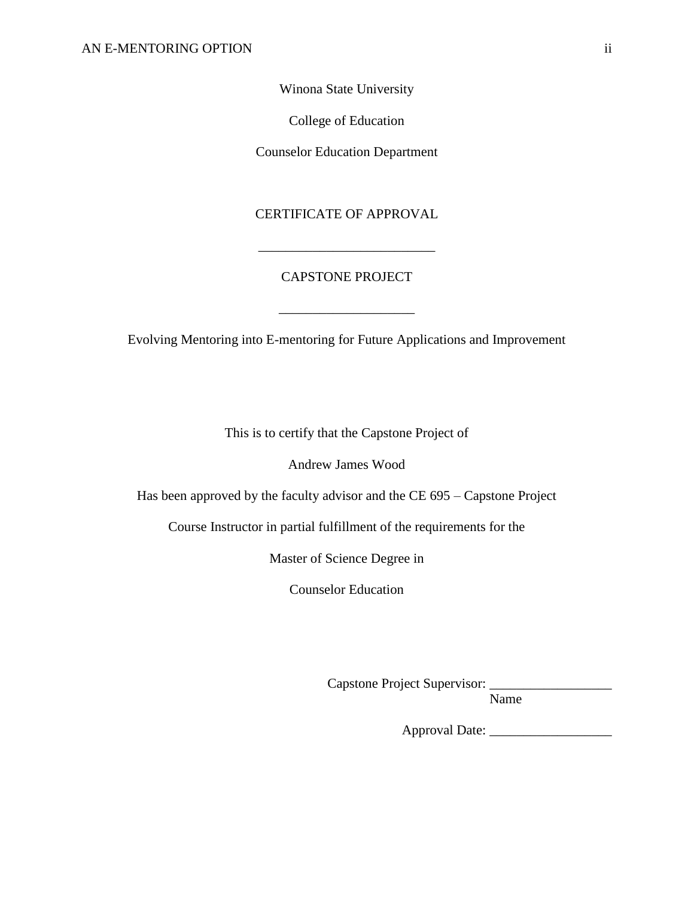Winona State University

College of Education

Counselor Education Department

CERTIFICATE OF APPROVAL

___________________________

CAPSTONE PROJECT

____________________

Evolving Mentoring into E-mentoring for Future Applications and Improvement

This is to certify that the Capstone Project of

Andrew James Wood

Has been approved by the faculty advisor and the CE 695 – Capstone Project

Course Instructor in partial fulfillment of the requirements for the

Master of Science Degree in

Counselor Education

Capstone Project Supervisor: __________________
Name

Approval Date: __________________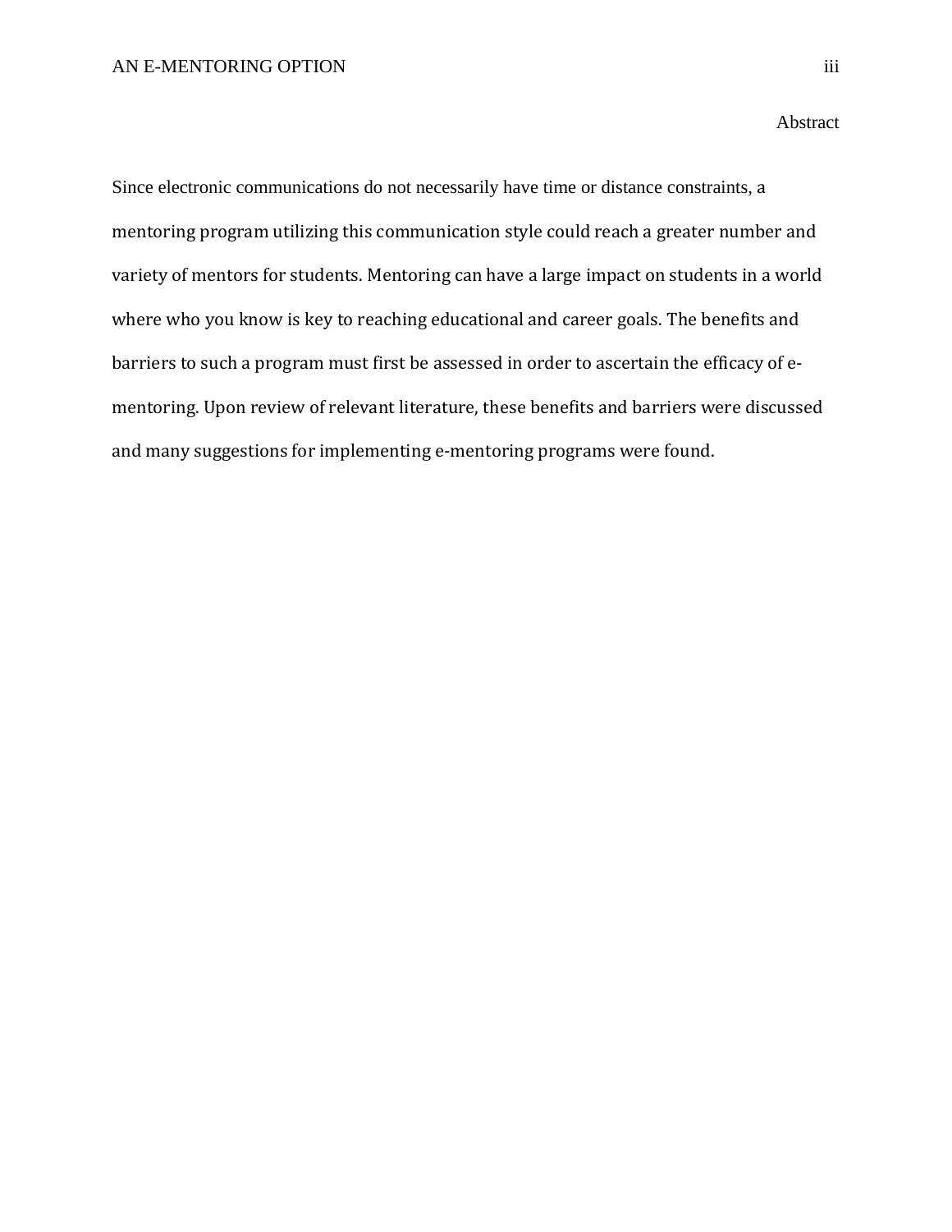## Abstract

Since electronic communications do not necessarily have time or distance constraints, a mentoring program utilizing this communication style could reach a greater number and variety of mentors for students. Mentoring can have a large impact on students in a world where who you know is key to reaching educational and career goals. The benefits and barriers to such a program must first be assessed in order to ascertain the efficacy of e-mentoring. Upon review of relevant literature, these benefits and barriers were discussed and many suggestions for implementing e-mentoring programs were found.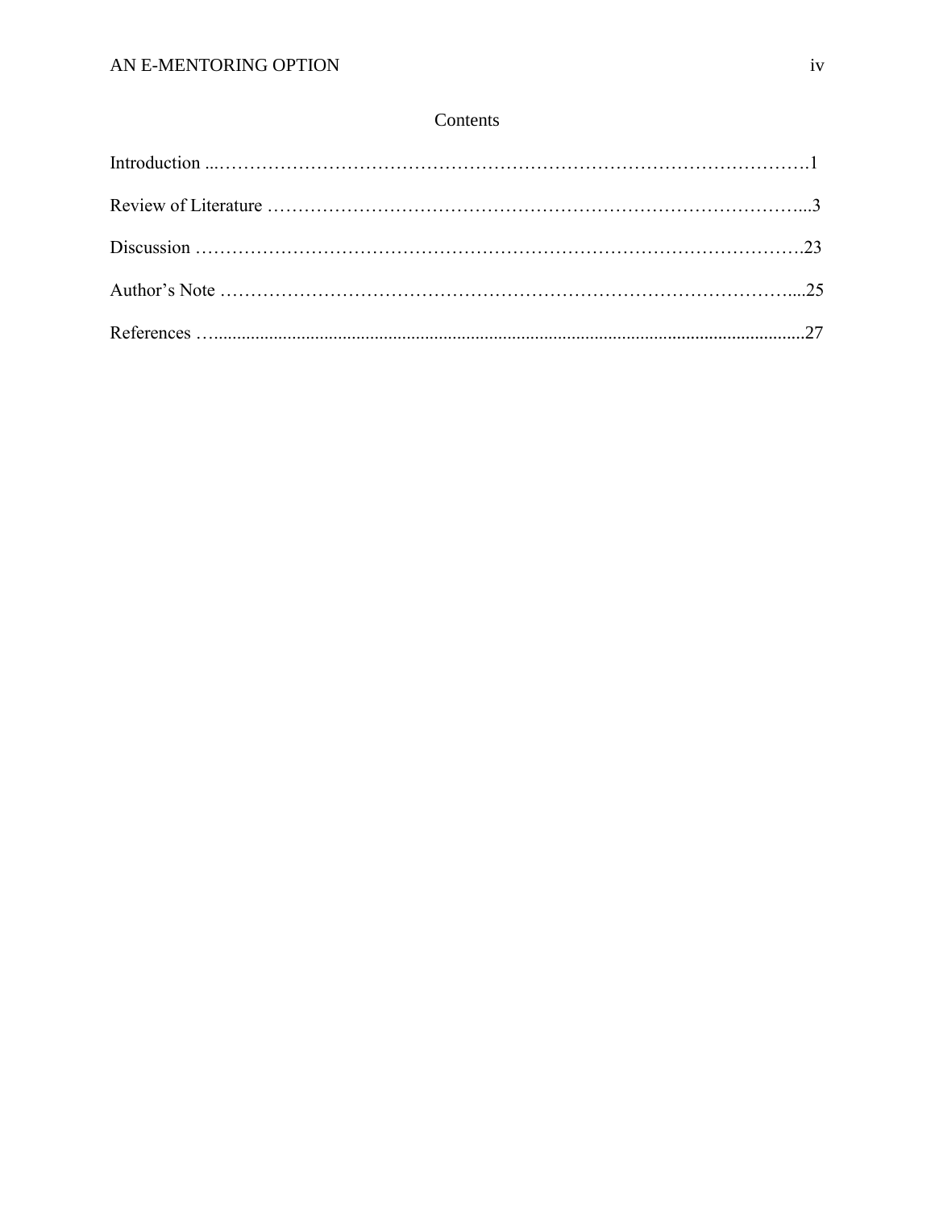# Contents

Introduction ...……………………………………………………………………………………….1

Review of Literature ……………………………………………………………………………....3

Discussion ……………………………………………………………………………………….23

Author's Note ……………………………………………………………………………………....25

References …..................................................................................................................................27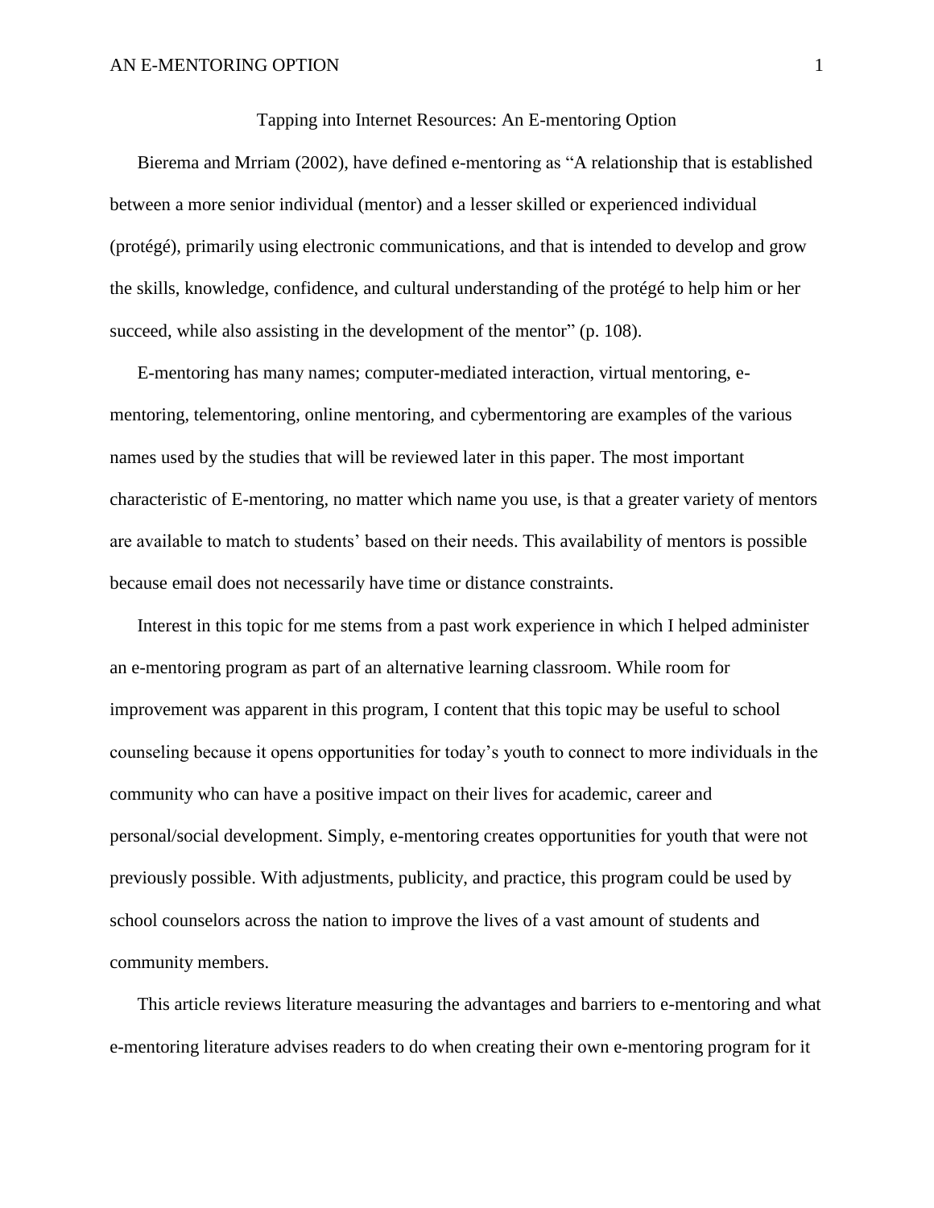# Tapping into Internet Resources: An E-mentoring Option

Bierema and Mrriam (2002), have defined e-mentoring as "A relationship that is established between a more senior individual (mentor) and a lesser skilled or experienced individual (protégé), primarily using electronic communications, and that is intended to develop and grow the skills, knowledge, confidence, and cultural understanding of the protégé to help him or her succeed, while also assisting in the development of the mentor" (p. 108).

E-mentoring has many names; computer-mediated interaction, virtual mentoring, e-mentoring, telementoring, online mentoring, and cybermentoring are examples of the various names used by the studies that will be reviewed later in this paper. The most important characteristic of E-mentoring, no matter which name you use, is that a greater variety of mentors are available to match to students' based on their needs. This availability of mentors is possible because email does not necessarily have time or distance constraints.

Interest in this topic for me stems from a past work experience in which I helped administer an e-mentoring program as part of an alternative learning classroom. While room for improvement was apparent in this program, I content that this topic may be useful to school counseling because it opens opportunities for today's youth to connect to more individuals in the community who can have a positive impact on their lives for academic, career and personal/social development. Simply, e-mentoring creates opportunities for youth that were not previously possible. With adjustments, publicity, and practice, this program could be used by school counselors across the nation to improve the lives of a vast amount of students and community members.

This article reviews literature measuring the advantages and barriers to e-mentoring and what e-mentoring literature advises readers to do when creating their own e-mentoring program for it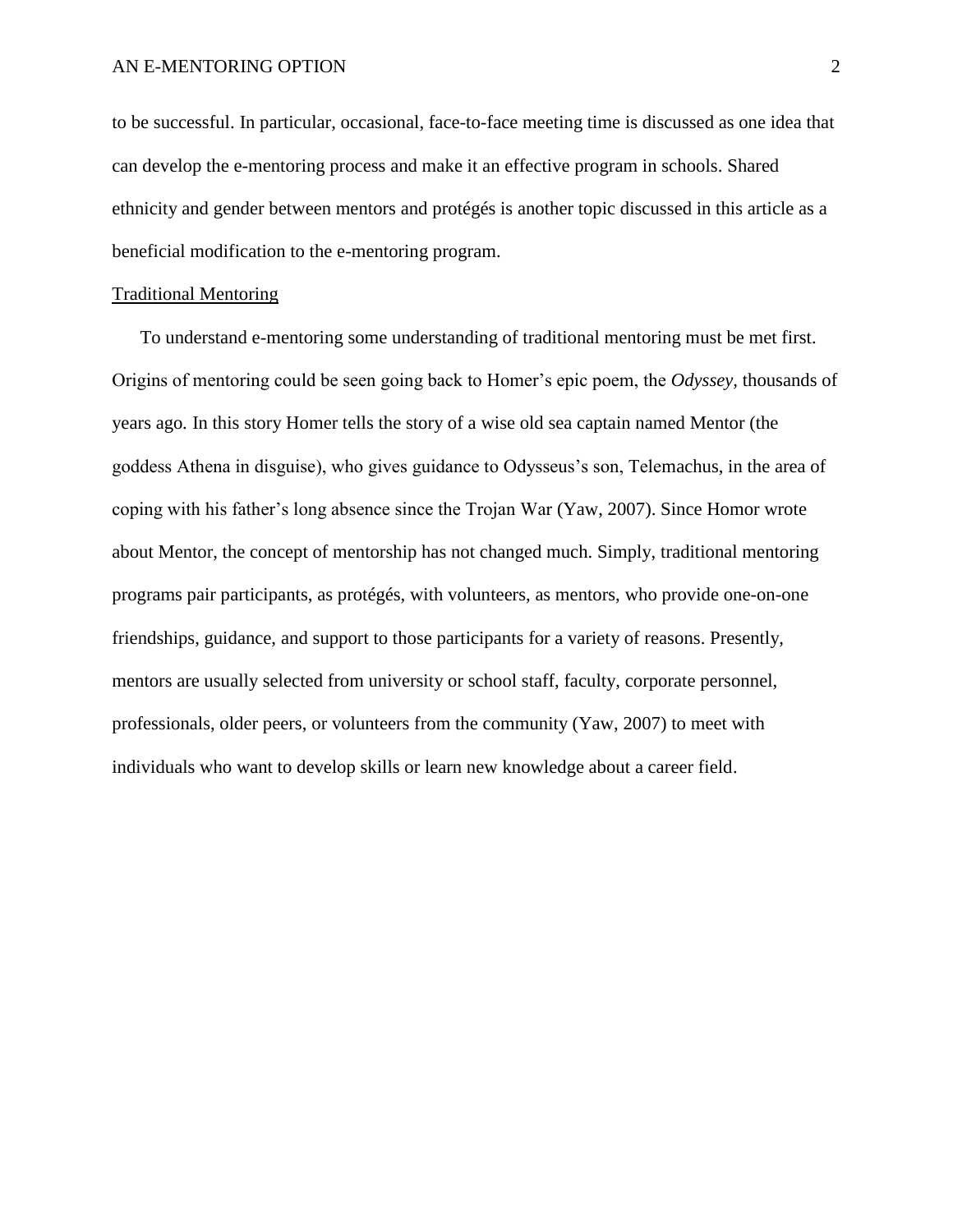to be successful. In particular, occasional, face-to-face meeting time is discussed as one idea that can develop the e-mentoring process and make it an effective program in schools. Shared ethnicity and gender between mentors and protégés is another topic discussed in this article as a beneficial modification to the e-mentoring program.

## Traditional Mentoring

To understand e-mentoring some understanding of traditional mentoring must be met first. Origins of mentoring could be seen going back to Homer's epic poem, the *Odyssey,* thousands of years ago. In this story Homer tells the story of a wise old sea captain named Mentor (the goddess Athena in disguise), who gives guidance to Odysseus's son, Telemachus, in the area of coping with his father's long absence since the Trojan War (Yaw, 2007). Since Homor wrote about Mentor, the concept of mentorship has not changed much. Simply, traditional mentoring programs pair participants, as protégés, with volunteers, as mentors, who provide one-on-one friendships, guidance, and support to those participants for a variety of reasons. Presently, mentors are usually selected from university or school staff, faculty, corporate personnel, professionals, older peers, or volunteers from the community (Yaw, 2007) to meet with individuals who want to develop skills or learn new knowledge about a career field.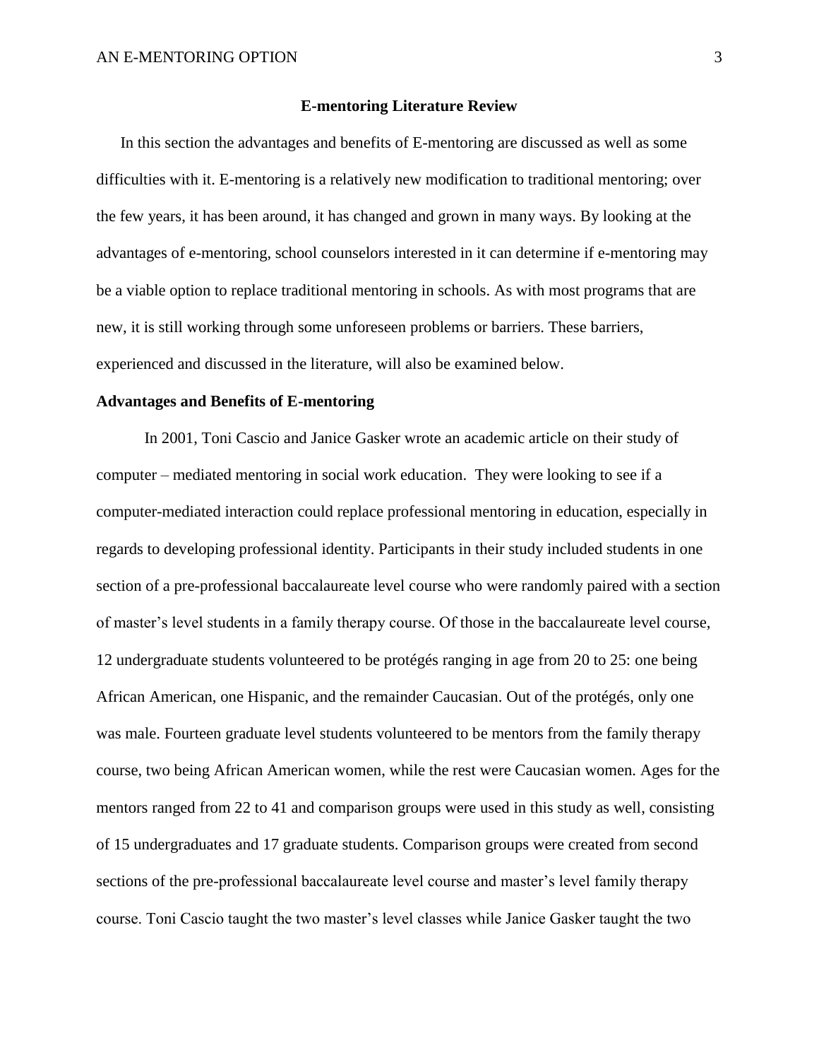## E-mentoring Literature Review

In this section the advantages and benefits of E-mentoring are discussed as well as some difficulties with it. E-mentoring is a relatively new modification to traditional mentoring; over the few years, it has been around, it has changed and grown in many ways. By looking at the advantages of e-mentoring, school counselors interested in it can determine if e-mentoring may be a viable option to replace traditional mentoring in schools. As with most programs that are new, it is still working through some unforeseen problems or barriers. These barriers, experienced and discussed in the literature, will also be examined below.

### Advantages and Benefits of E-mentoring

In 2001, Toni Cascio and Janice Gasker wrote an academic article on their study of computer – mediated mentoring in social work education. They were looking to see if a computer-mediated interaction could replace professional mentoring in education, especially in regards to developing professional identity. Participants in their study included students in one section of a pre-professional baccalaureate level course who were randomly paired with a section of master's level students in a family therapy course. Of those in the baccalaureate level course, 12 undergraduate students volunteered to be protégés ranging in age from 20 to 25: one being African American, one Hispanic, and the remainder Caucasian. Out of the protégés, only one was male. Fourteen graduate level students volunteered to be mentors from the family therapy course, two being African American women, while the rest were Caucasian women. Ages for the mentors ranged from 22 to 41 and comparison groups were used in this study as well, consisting of 15 undergraduates and 17 graduate students. Comparison groups were created from second sections of the pre-professional baccalaureate level course and master's level family therapy course. Toni Cascio taught the two master's level classes while Janice Gasker taught the two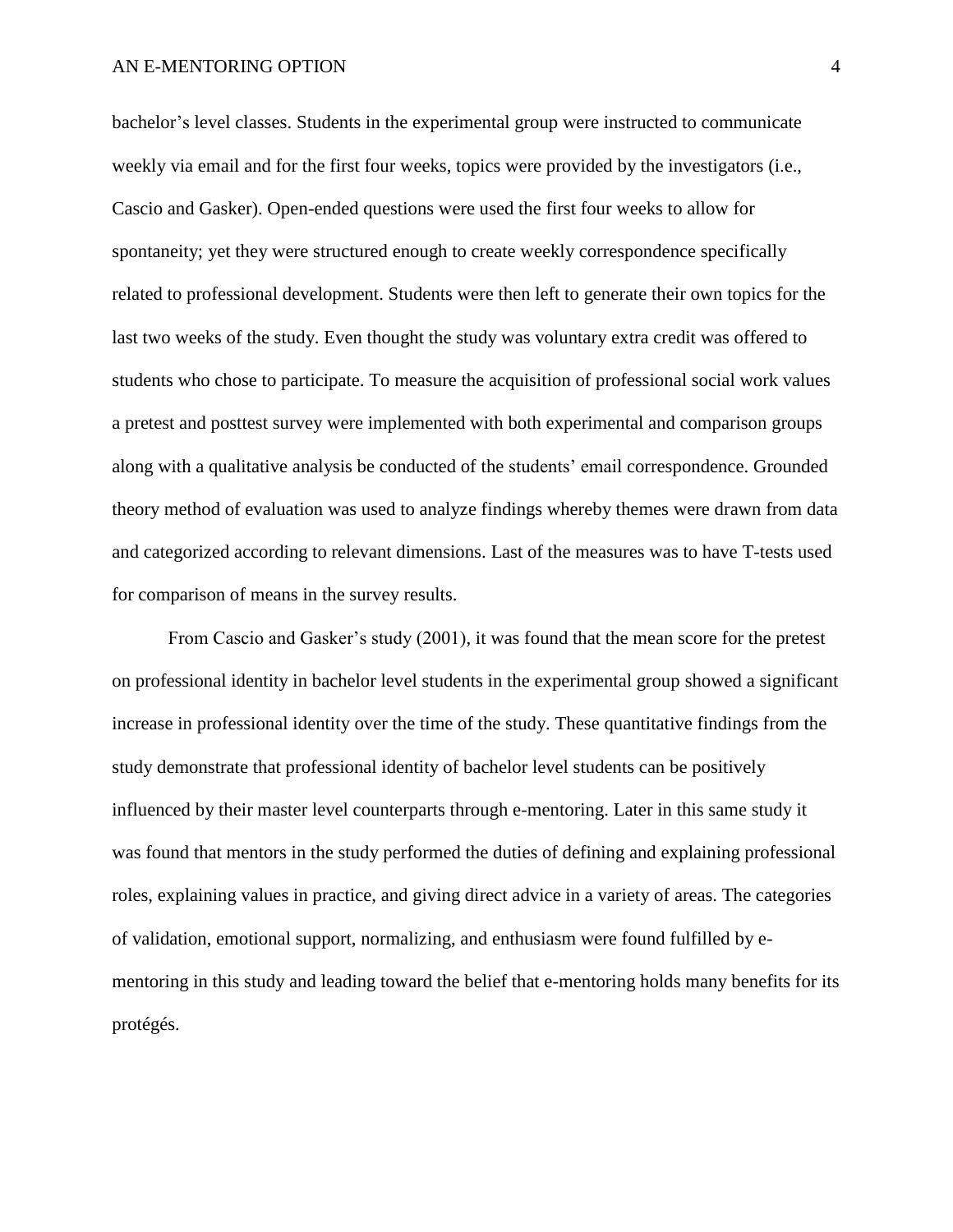bachelor's level classes. Students in the experimental group were instructed to communicate weekly via email and for the first four weeks, topics were provided by the investigators (i.e., Cascio and Gasker). Open-ended questions were used the first four weeks to allow for spontaneity; yet they were structured enough to create weekly correspondence specifically related to professional development. Students were then left to generate their own topics for the last two weeks of the study. Even thought the study was voluntary extra credit was offered to students who chose to participate. To measure the acquisition of professional social work values a pretest and posttest survey were implemented with both experimental and comparison groups along with a qualitative analysis be conducted of the students' email correspondence. Grounded theory method of evaluation was used to analyze findings whereby themes were drawn from data and categorized according to relevant dimensions. Last of the measures was to have T-tests used for comparison of means in the survey results.

From Cascio and Gasker's study (2001), it was found that the mean score for the pretest on professional identity in bachelor level students in the experimental group showed a significant increase in professional identity over the time of the study. These quantitative findings from the study demonstrate that professional identity of bachelor level students can be positively influenced by their master level counterparts through e-mentoring. Later in this same study it was found that mentors in the study performed the duties of defining and explaining professional roles, explaining values in practice, and giving direct advice in a variety of areas. The categories of validation, emotional support, normalizing, and enthusiasm were found fulfilled by e-mentoring in this study and leading toward the belief that e-mentoring holds many benefits for its protégés.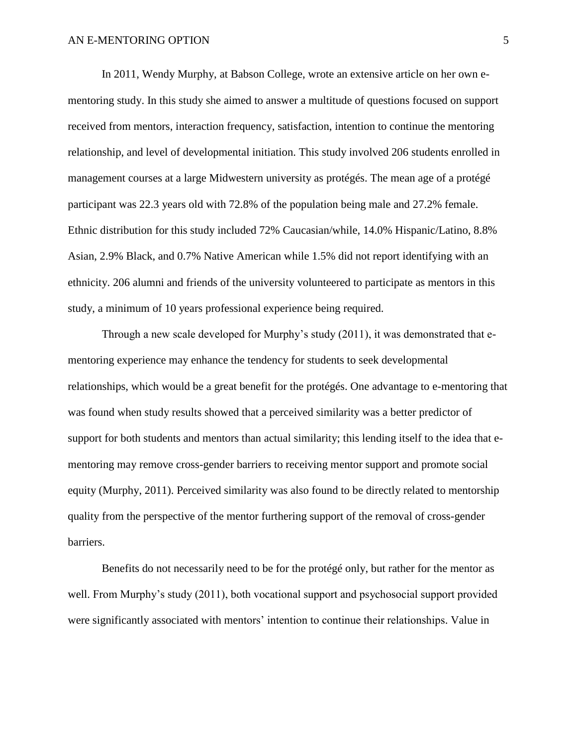In 2011, Wendy Murphy, at Babson College, wrote an extensive article on her own e-mentoring study. In this study she aimed to answer a multitude of questions focused on support received from mentors, interaction frequency, satisfaction, intention to continue the mentoring relationship, and level of developmental initiation. This study involved 206 students enrolled in management courses at a large Midwestern university as protégés. The mean age of a protégé participant was 22.3 years old with 72.8% of the population being male and 27.2% female. Ethnic distribution for this study included 72% Caucasian/while, 14.0% Hispanic/Latino, 8.8% Asian, 2.9% Black, and 0.7% Native American while 1.5% did not report identifying with an ethnicity. 206 alumni and friends of the university volunteered to participate as mentors in this study, a minimum of 10 years professional experience being required.

Through a new scale developed for Murphy's study (2011), it was demonstrated that e-mentoring experience may enhance the tendency for students to seek developmental relationships, which would be a great benefit for the protégés. One advantage to e-mentoring that was found when study results showed that a perceived similarity was a better predictor of support for both students and mentors than actual similarity; this lending itself to the idea that e-mentoring may remove cross-gender barriers to receiving mentor support and promote social equity (Murphy, 2011). Perceived similarity was also found to be directly related to mentorship quality from the perspective of the mentor furthering support of the removal of cross-gender barriers.

Benefits do not necessarily need to be for the protégé only, but rather for the mentor as well. From Murphy's study (2011), both vocational support and psychosocial support provided were significantly associated with mentors' intention to continue their relationships. Value in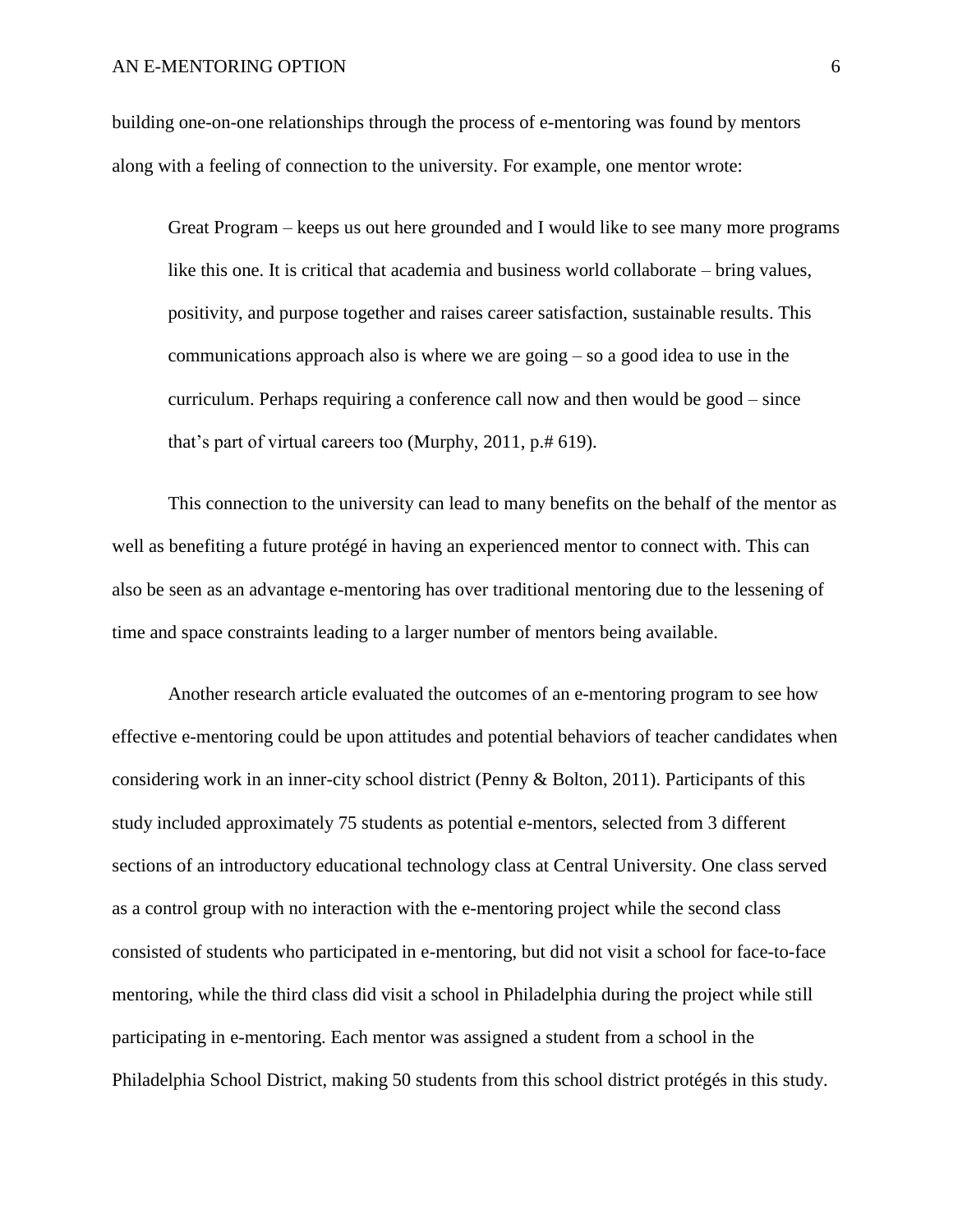building one-on-one relationships through the process of e-mentoring was found by mentors along with a feeling of connection to the university. For example, one mentor wrote:

> Great Program – keeps us out here grounded and I would like to see many more programs like this one. It is critical that academia and business world collaborate – bring values, positivity, and purpose together and raises career satisfaction, sustainable results. This communications approach also is where we are going – so a good idea to use in the curriculum. Perhaps requiring a conference call now and then would be good – since that's part of virtual careers too (Murphy, 2011, p.# 619).

This connection to the university can lead to many benefits on the behalf of the mentor as well as benefiting a future protégé in having an experienced mentor to connect with. This can also be seen as an advantage e-mentoring has over traditional mentoring due to the lessening of time and space constraints leading to a larger number of mentors being available.

Another research article evaluated the outcomes of an e-mentoring program to see how effective e-mentoring could be upon attitudes and potential behaviors of teacher candidates when considering work in an inner-city school district (Penny & Bolton, 2011). Participants of this study included approximately 75 students as potential e-mentors, selected from 3 different sections of an introductory educational technology class at Central University. One class served as a control group with no interaction with the e-mentoring project while the second class consisted of students who participated in e-mentoring, but did not visit a school for face-to-face mentoring, while the third class did visit a school in Philadelphia during the project while still participating in e-mentoring. Each mentor was assigned a student from a school in the Philadelphia School District, making 50 students from this school district protégés in this study.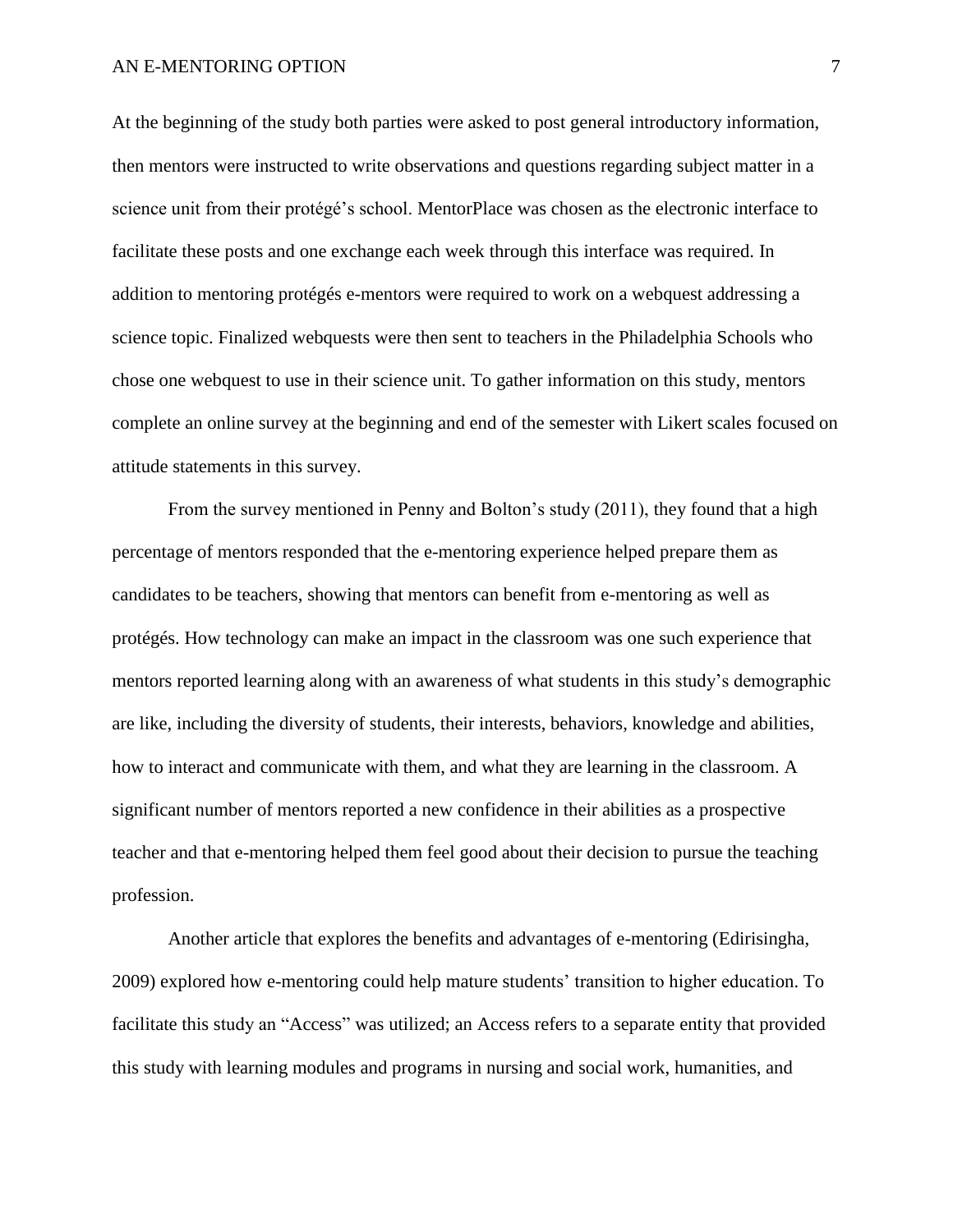At the beginning of the study both parties were asked to post general introductory information, then mentors were instructed to write observations and questions regarding subject matter in a science unit from their protégé's school. MentorPlace was chosen as the electronic interface to facilitate these posts and one exchange each week through this interface was required. In addition to mentoring protégés e-mentors were required to work on a webquest addressing a science topic. Finalized webquests were then sent to teachers in the Philadelphia Schools who chose one webquest to use in their science unit. To gather information on this study, mentors complete an online survey at the beginning and end of the semester with Likert scales focused on attitude statements in this survey.

From the survey mentioned in Penny and Bolton's study (2011), they found that a high percentage of mentors responded that the e-mentoring experience helped prepare them as candidates to be teachers, showing that mentors can benefit from e-mentoring as well as protégés. How technology can make an impact in the classroom was one such experience that mentors reported learning along with an awareness of what students in this study's demographic are like, including the diversity of students, their interests, behaviors, knowledge and abilities, how to interact and communicate with them, and what they are learning in the classroom. A significant number of mentors reported a new confidence in their abilities as a prospective teacher and that e-mentoring helped them feel good about their decision to pursue the teaching profession.

Another article that explores the benefits and advantages of e-mentoring (Edirisingha, 2009) explored how e-mentoring could help mature students' transition to higher education. To facilitate this study an "Access" was utilized; an Access refers to a separate entity that provided this study with learning modules and programs in nursing and social work, humanities, and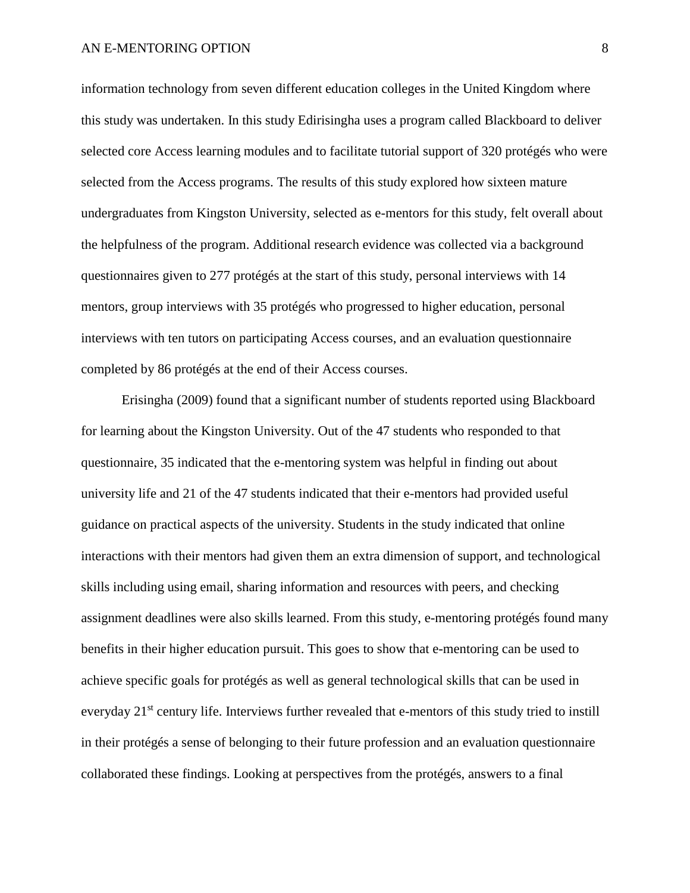information technology from seven different education colleges in the United Kingdom where this study was undertaken. In this study Edirisingha uses a program called Blackboard to deliver selected core Access learning modules and to facilitate tutorial support of 320 protégés who were selected from the Access programs. The results of this study explored how sixteen mature undergraduates from Kingston University, selected as e-mentors for this study, felt overall about the helpfulness of the program. Additional research evidence was collected via a background questionnaires given to 277 protégés at the start of this study, personal interviews with 14 mentors, group interviews with 35 protégés who progressed to higher education, personal interviews with ten tutors on participating Access courses, and an evaluation questionnaire completed by 86 protégés at the end of their Access courses.

Erisingha (2009) found that a significant number of students reported using Blackboard for learning about the Kingston University. Out of the 47 students who responded to that questionnaire, 35 indicated that the e-mentoring system was helpful in finding out about university life and 21 of the 47 students indicated that their e-mentors had provided useful guidance on practical aspects of the university. Students in the study indicated that online interactions with their mentors had given them an extra dimension of support, and technological skills including using email, sharing information and resources with peers, and checking assignment deadlines were also skills learned. From this study, e-mentoring protégés found many benefits in their higher education pursuit. This goes to show that e-mentoring can be used to achieve specific goals for protégés as well as general technological skills that can be used in everyday 21st century life. Interviews further revealed that e-mentors of this study tried to instill in their protégés a sense of belonging to their future profession and an evaluation questionnaire collaborated these findings. Looking at perspectives from the protégés, answers to a final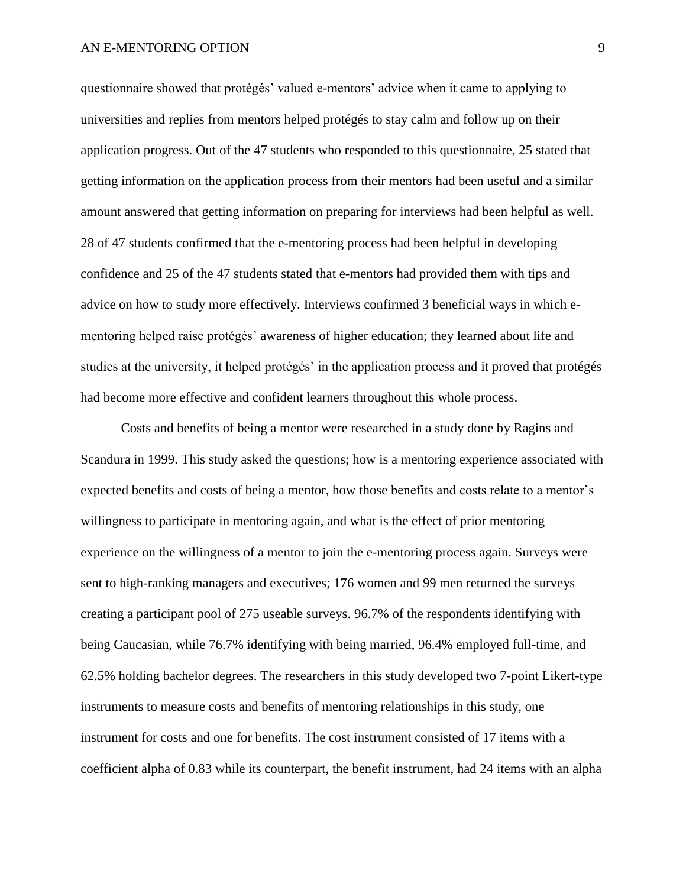questionnaire showed that protégés' valued e-mentors' advice when it came to applying to universities and replies from mentors helped protégés to stay calm and follow up on their application progress. Out of the 47 students who responded to this questionnaire, 25 stated that getting information on the application process from their mentors had been useful and a similar amount answered that getting information on preparing for interviews had been helpful as well. 28 of 47 students confirmed that the e-mentoring process had been helpful in developing confidence and 25 of the 47 students stated that e-mentors had provided them with tips and advice on how to study more effectively. Interviews confirmed 3 beneficial ways in which e-mentoring helped raise protégés' awareness of higher education; they learned about life and studies at the university, it helped protégés' in the application process and it proved that protégés had become more effective and confident learners throughout this whole process.

Costs and benefits of being a mentor were researched in a study done by Ragins and Scandura in 1999. This study asked the questions; how is a mentoring experience associated with expected benefits and costs of being a mentor, how those benefits and costs relate to a mentor's willingness to participate in mentoring again, and what is the effect of prior mentoring experience on the willingness of a mentor to join the e-mentoring process again. Surveys were sent to high-ranking managers and executives; 176 women and 99 men returned the surveys creating a participant pool of 275 useable surveys. 96.7% of the respondents identifying with being Caucasian, while 76.7% identifying with being married, 96.4% employed full-time, and 62.5% holding bachelor degrees. The researchers in this study developed two 7-point Likert-type instruments to measure costs and benefits of mentoring relationships in this study, one instrument for costs and one for benefits. The cost instrument consisted of 17 items with a coefficient alpha of 0.83 while its counterpart, the benefit instrument, had 24 items with an alpha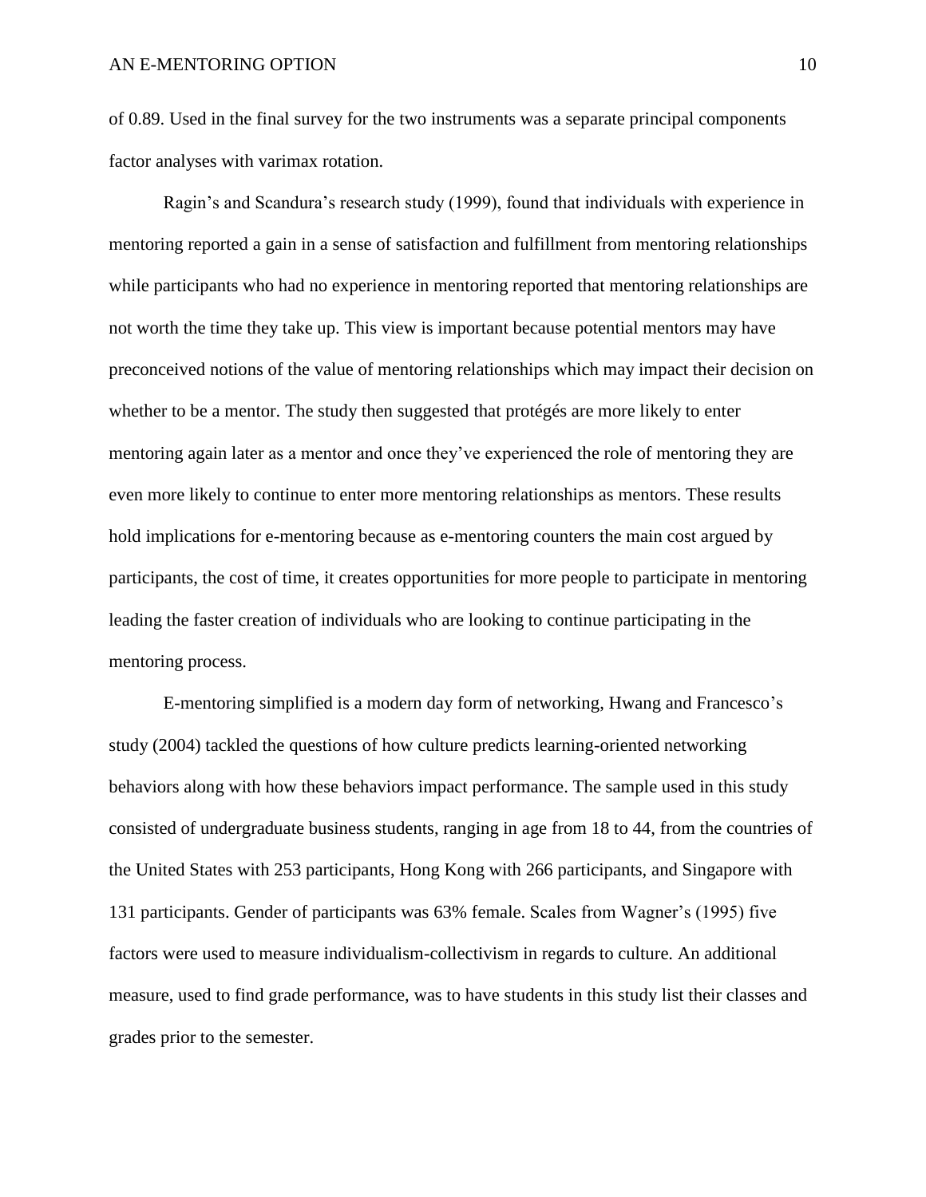of 0.89. Used in the final survey for the two instruments was a separate principal components factor analyses with varimax rotation.

Ragin's and Scandura's research study (1999), found that individuals with experience in mentoring reported a gain in a sense of satisfaction and fulfillment from mentoring relationships while participants who had no experience in mentoring reported that mentoring relationships are not worth the time they take up. This view is important because potential mentors may have preconceived notions of the value of mentoring relationships which may impact their decision on whether to be a mentor. The study then suggested that protégés are more likely to enter mentoring again later as a mentor and once they've experienced the role of mentoring they are even more likely to continue to enter more mentoring relationships as mentors. These results hold implications for e-mentoring because as e-mentoring counters the main cost argued by participants, the cost of time, it creates opportunities for more people to participate in mentoring leading the faster creation of individuals who are looking to continue participating in the mentoring process.

E-mentoring simplified is a modern day form of networking, Hwang and Francesco's study (2004) tackled the questions of how culture predicts learning-oriented networking behaviors along with how these behaviors impact performance. The sample used in this study consisted of undergraduate business students, ranging in age from 18 to 44, from the countries of the United States with 253 participants, Hong Kong with 266 participants, and Singapore with 131 participants. Gender of participants was 63% female. Scales from Wagner's (1995) five factors were used to measure individualism-collectivism in regards to culture. An additional measure, used to find grade performance, was to have students in this study list their classes and grades prior to the semester.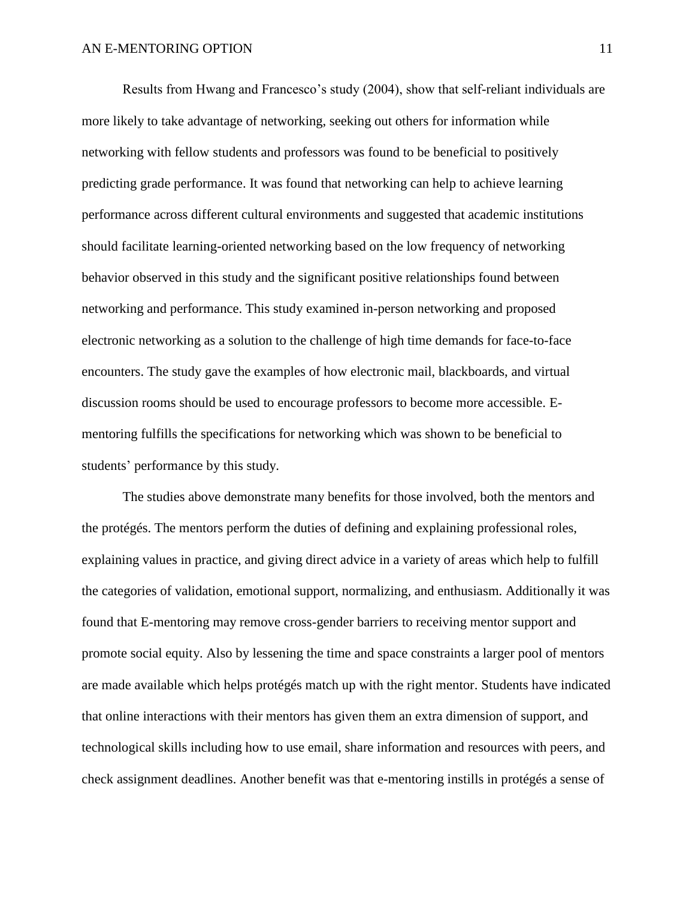Results from Hwang and Francesco's study (2004), show that self-reliant individuals are more likely to take advantage of networking, seeking out others for information while networking with fellow students and professors was found to be beneficial to positively predicting grade performance. It was found that networking can help to achieve learning performance across different cultural environments and suggested that academic institutions should facilitate learning-oriented networking based on the low frequency of networking behavior observed in this study and the significant positive relationships found between networking and performance. This study examined in-person networking and proposed electronic networking as a solution to the challenge of high time demands for face-to-face encounters. The study gave the examples of how electronic mail, blackboards, and virtual discussion rooms should be used to encourage professors to become more accessible. E-mentoring fulfills the specifications for networking which was shown to be beneficial to students' performance by this study.

The studies above demonstrate many benefits for those involved, both the mentors and the protégés. The mentors perform the duties of defining and explaining professional roles, explaining values in practice, and giving direct advice in a variety of areas which help to fulfill the categories of validation, emotional support, normalizing, and enthusiasm. Additionally it was found that E-mentoring may remove cross-gender barriers to receiving mentor support and promote social equity. Also by lessening the time and space constraints a larger pool of mentors are made available which helps protégés match up with the right mentor. Students have indicated that online interactions with their mentors has given them an extra dimension of support, and technological skills including how to use email, share information and resources with peers, and check assignment deadlines. Another benefit was that e-mentoring instills in protégés a sense of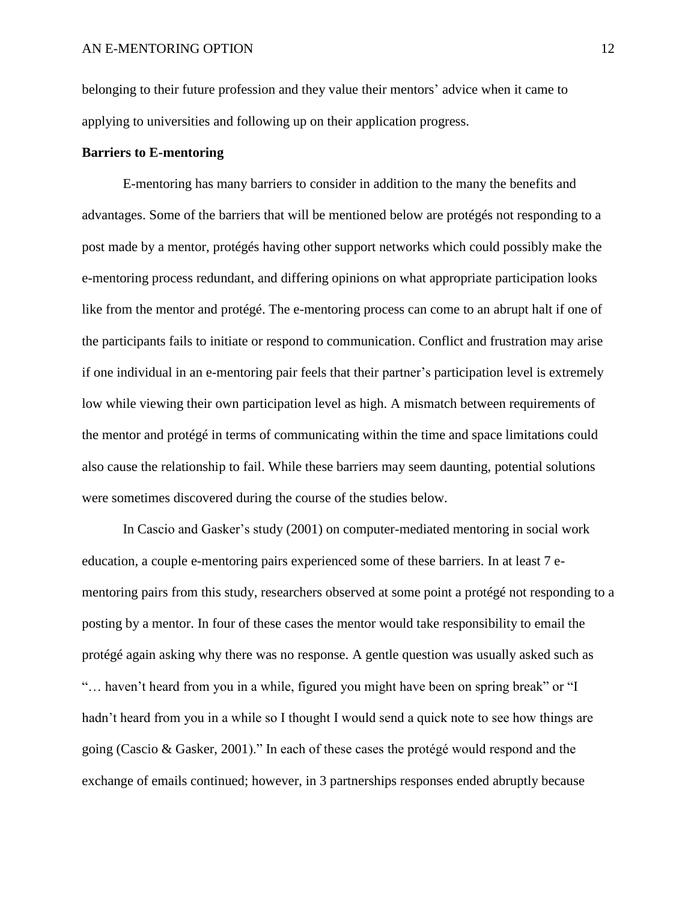belonging to their future profession and they value their mentors' advice when it came to applying to universities and following up on their application progress.

**Barriers to E-mentoring**

E-mentoring has many barriers to consider in addition to the many the benefits and advantages. Some of the barriers that will be mentioned below are protégés not responding to a post made by a mentor, protégés having other support networks which could possibly make the e-mentoring process redundant, and differing opinions on what appropriate participation looks like from the mentor and protégé. The e-mentoring process can come to an abrupt halt if one of the participants fails to initiate or respond to communication. Conflict and frustration may arise if one individual in an e-mentoring pair feels that their partner's participation level is extremely low while viewing their own participation level as high. A mismatch between requirements of the mentor and protégé in terms of communicating within the time and space limitations could also cause the relationship to fail. While these barriers may seem daunting, potential solutions were sometimes discovered during the course of the studies below.

In Cascio and Gasker's study (2001) on computer-mediated mentoring in social work education, a couple e-mentoring pairs experienced some of these barriers. In at least 7 e-mentoring pairs from this study, researchers observed at some point a protégé not responding to a posting by a mentor. In four of these cases the mentor would take responsibility to email the protégé again asking why there was no response. A gentle question was usually asked such as "… haven't heard from you in a while, figured you might have been on spring break" or "I hadn't heard from you in a while so I thought I would send a quick note to see how things are going (Cascio & Gasker, 2001)." In each of these cases the protégé would respond and the exchange of emails continued; however, in 3 partnerships responses ended abruptly because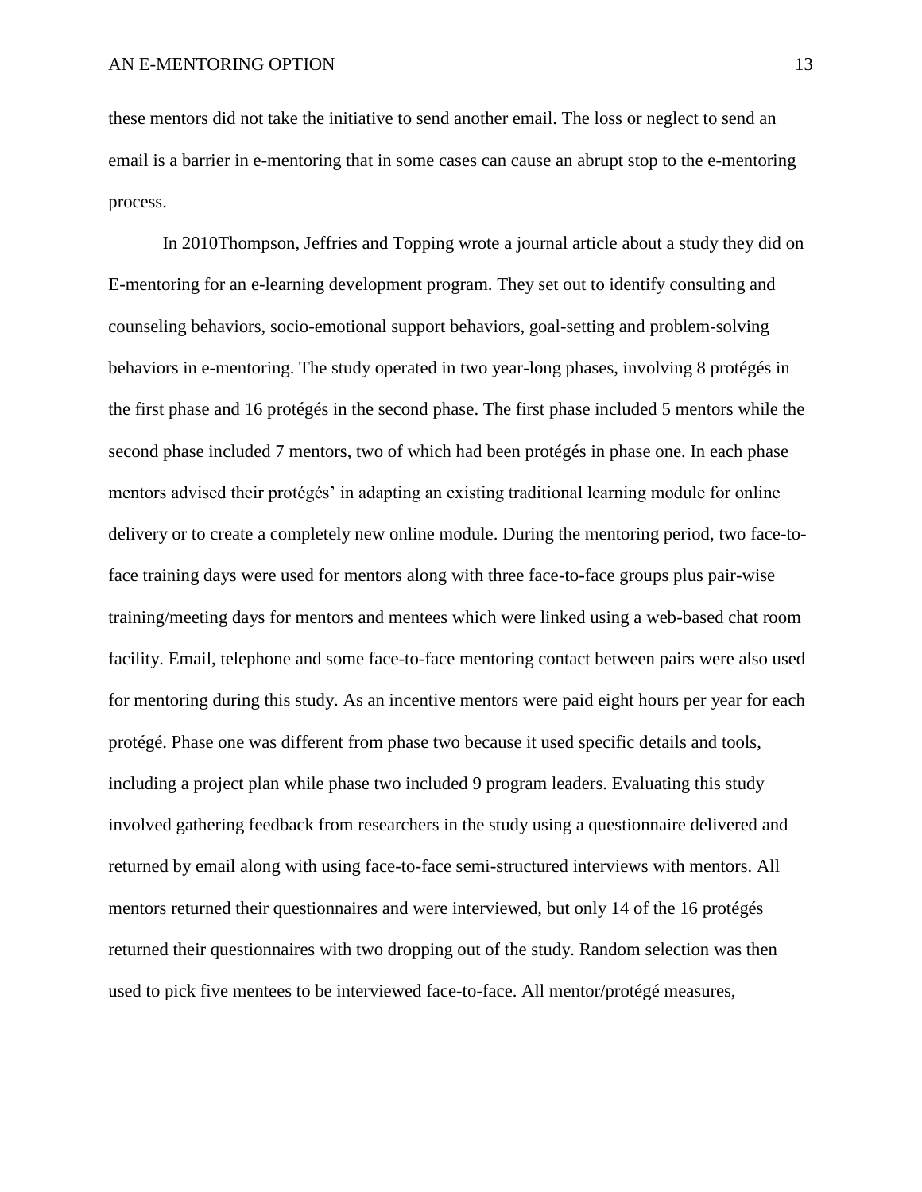these mentors did not take the initiative to send another email. The loss or neglect to send an email is a barrier in e-mentoring that in some cases can cause an abrupt stop to the e-mentoring process.

In 2010Thompson, Jeffries and Topping wrote a journal article about a study they did on E-mentoring for an e-learning development program. They set out to identify consulting and counseling behaviors, socio-emotional support behaviors, goal-setting and problem-solving behaviors in e-mentoring. The study operated in two year-long phases, involving 8 protégés in the first phase and 16 protégés in the second phase. The first phase included 5 mentors while the second phase included 7 mentors, two of which had been protégés in phase one. In each phase mentors advised their protégés' in adapting an existing traditional learning module for online delivery or to create a completely new online module. During the mentoring period, two face-to-face training days were used for mentors along with three face-to-face groups plus pair-wise training/meeting days for mentors and mentees which were linked using a web-based chat room facility. Email, telephone and some face-to-face mentoring contact between pairs were also used for mentoring during this study. As an incentive mentors were paid eight hours per year for each protégé. Phase one was different from phase two because it used specific details and tools, including a project plan while phase two included 9 program leaders. Evaluating this study involved gathering feedback from researchers in the study using a questionnaire delivered and returned by email along with using face-to-face semi-structured interviews with mentors. All mentors returned their questionnaires and were interviewed, but only 14 of the 16 protégés returned their questionnaires with two dropping out of the study. Random selection was then used to pick five mentees to be interviewed face-to-face. All mentor/protégé measures,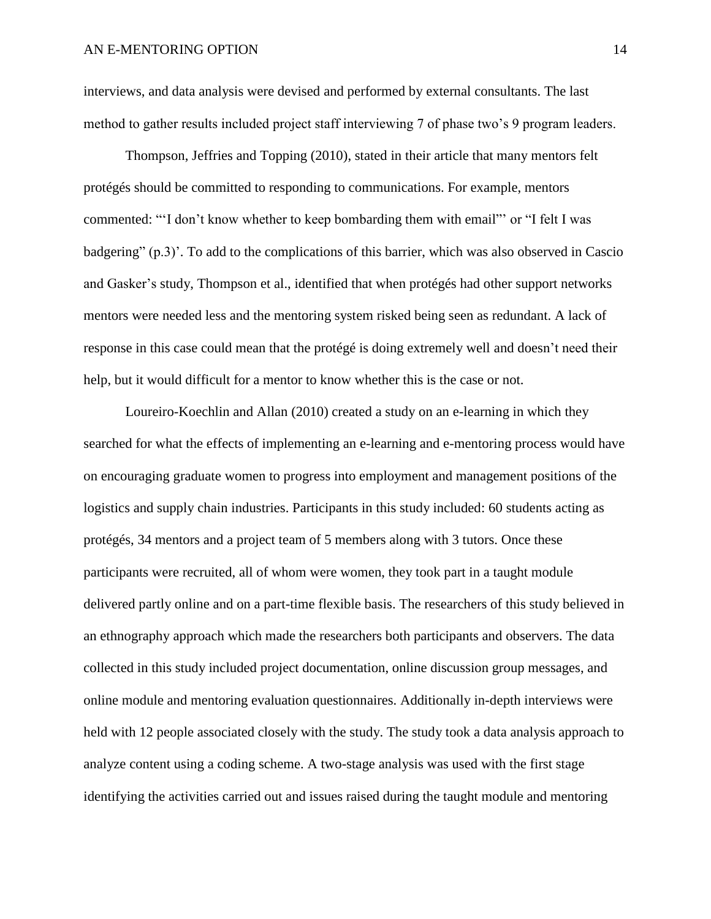interviews, and data analysis were devised and performed by external consultants. The last method to gather results included project staff interviewing 7 of phase two's 9 program leaders.

Thompson, Jeffries and Topping (2010), stated in their article that many mentors felt protégés should be committed to responding to communications. For example, mentors commented: "'I don't know whether to keep bombarding them with email"' or "I felt I was badgering" (p.3)'. To add to the complications of this barrier, which was also observed in Cascio and Gasker's study, Thompson et al., identified that when protégés had other support networks mentors were needed less and the mentoring system risked being seen as redundant. A lack of response in this case could mean that the protégé is doing extremely well and doesn't need their help, but it would difficult for a mentor to know whether this is the case or not.

Loureiro-Koechlin and Allan (2010) created a study on an e-learning in which they searched for what the effects of implementing an e-learning and e-mentoring process would have on encouraging graduate women to progress into employment and management positions of the logistics and supply chain industries. Participants in this study included: 60 students acting as protégés, 34 mentors and a project team of 5 members along with 3 tutors. Once these participants were recruited, all of whom were women, they took part in a taught module delivered partly online and on a part-time flexible basis. The researchers of this study believed in an ethnography approach which made the researchers both participants and observers. The data collected in this study included project documentation, online discussion group messages, and online module and mentoring evaluation questionnaires. Additionally in-depth interviews were held with 12 people associated closely with the study. The study took a data analysis approach to analyze content using a coding scheme. A two-stage analysis was used with the first stage identifying the activities carried out and issues raised during the taught module and mentoring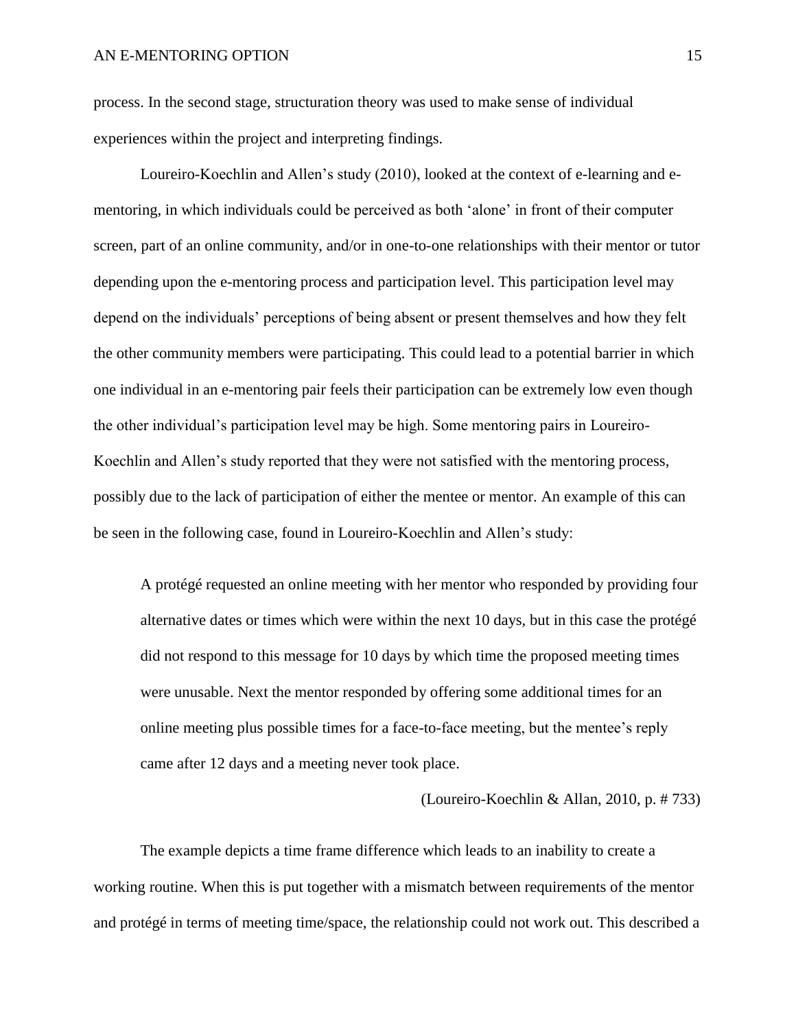process. In the second stage, structuration theory was used to make sense of individual experiences within the project and interpreting findings.

Loureiro-Koechlin and Allen's study (2010), looked at the context of e-learning and e-mentoring, in which individuals could be perceived as both 'alone' in front of their computer screen, part of an online community, and/or in one-to-one relationships with their mentor or tutor depending upon the e-mentoring process and participation level. This participation level may depend on the individuals' perceptions of being absent or present themselves and how they felt the other community members were participating. This could lead to a potential barrier in which one individual in an e-mentoring pair feels their participation can be extremely low even though the other individual's participation level may be high. Some mentoring pairs in Loureiro-Koechlin and Allen's study reported that they were not satisfied with the mentoring process, possibly due to the lack of participation of either the mentee or mentor. An example of this can be seen in the following case, found in Loureiro-Koechlin and Allen's study:

> A protégé requested an online meeting with her mentor who responded by providing four alternative dates or times which were within the next 10 days, but in this case the protégé did not respond to this message for 10 days by which time the proposed meeting times were unusable. Next the mentor responded by offering some additional times for an online meeting plus possible times for a face-to-face meeting, but the mentee's reply came after 12 days and a meeting never took place.
>
> (Loureiro-Koechlin & Allan, 2010, p. # 733)

The example depicts a time frame difference which leads to an inability to create a working routine. When this is put together with a mismatch between requirements of the mentor and protégé in terms of meeting time/space, the relationship could not work out. This described a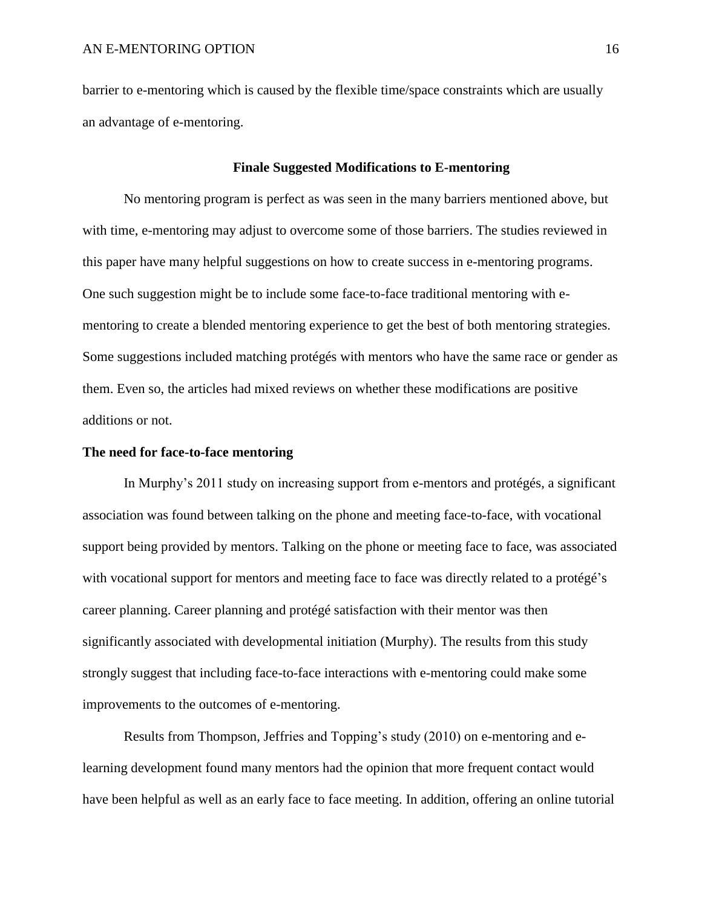barrier to e-mentoring which is caused by the flexible time/space constraints which are usually an advantage of e-mentoring.

## Finale Suggested Modifications to E-mentoring

No mentoring program is perfect as was seen in the many barriers mentioned above, but with time, e-mentoring may adjust to overcome some of those barriers. The studies reviewed in this paper have many helpful suggestions on how to create success in e-mentoring programs. One such suggestion might be to include some face-to-face traditional mentoring with e-mentoring to create a blended mentoring experience to get the best of both mentoring strategies. Some suggestions included matching protégés with mentors who have the same race or gender as them. Even so, the articles had mixed reviews on whether these modifications are positive additions or not.

### The need for face-to-face mentoring

In Murphy's 2011 study on increasing support from e-mentors and protégés, a significant association was found between talking on the phone and meeting face-to-face, with vocational support being provided by mentors. Talking on the phone or meeting face to face, was associated with vocational support for mentors and meeting face to face was directly related to a protégé's career planning. Career planning and protégé satisfaction with their mentor was then significantly associated with developmental initiation (Murphy). The results from this study strongly suggest that including face-to-face interactions with e-mentoring could make some improvements to the outcomes of e-mentoring.

Results from Thompson, Jeffries and Topping's study (2010) on e-mentoring and e-learning development found many mentors had the opinion that more frequent contact would have been helpful as well as an early face to face meeting. In addition, offering an online tutorial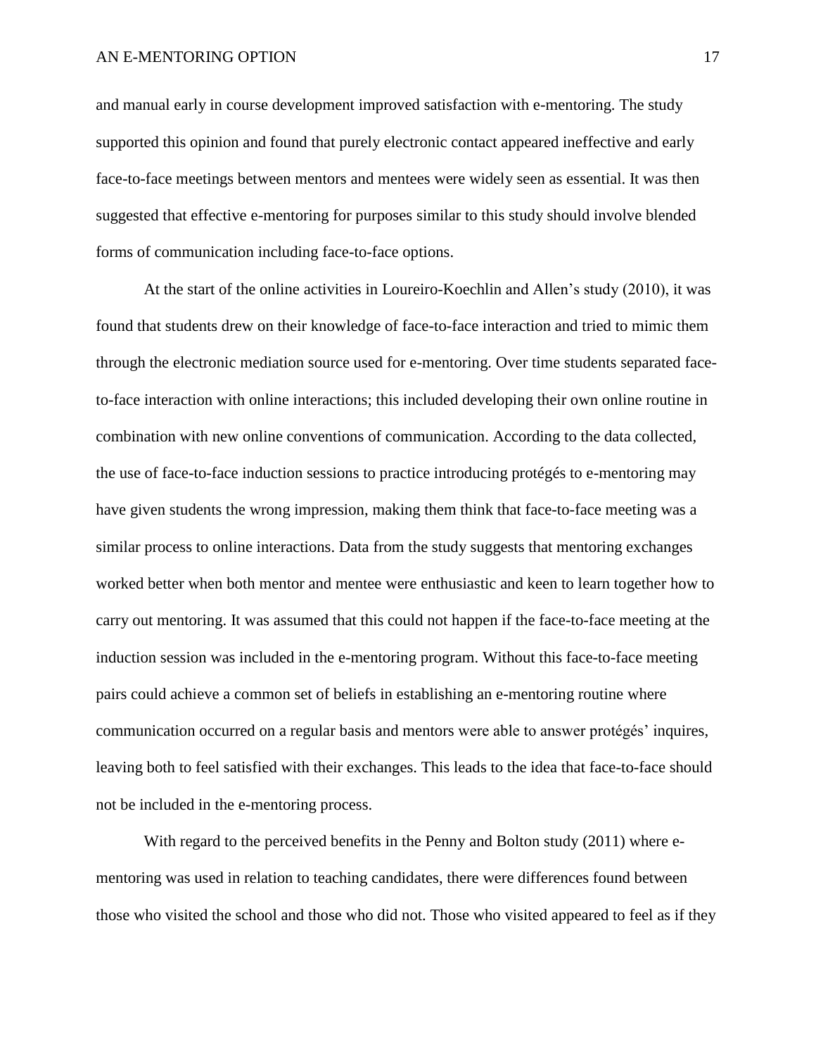and manual early in course development improved satisfaction with e-mentoring. The study supported this opinion and found that purely electronic contact appeared ineffective and early face-to-face meetings between mentors and mentees were widely seen as essential. It was then suggested that effective e-mentoring for purposes similar to this study should involve blended forms of communication including face-to-face options.

At the start of the online activities in Loureiro-Koechlin and Allen's study (2010), it was found that students drew on their knowledge of face-to-face interaction and tried to mimic them through the electronic mediation source used for e-mentoring. Over time students separated face-to-face interaction with online interactions; this included developing their own online routine in combination with new online conventions of communication. According to the data collected, the use of face-to-face induction sessions to practice introducing protégés to e-mentoring may have given students the wrong impression, making them think that face-to-face meeting was a similar process to online interactions. Data from the study suggests that mentoring exchanges worked better when both mentor and mentee were enthusiastic and keen to learn together how to carry out mentoring. It was assumed that this could not happen if the face-to-face meeting at the induction session was included in the e-mentoring program. Without this face-to-face meeting pairs could achieve a common set of beliefs in establishing an e-mentoring routine where communication occurred on a regular basis and mentors were able to answer protégés' inquires, leaving both to feel satisfied with their exchanges. This leads to the idea that face-to-face should not be included in the e-mentoring process.

With regard to the perceived benefits in the Penny and Bolton study (2011) where e-mentoring was used in relation to teaching candidates, there were differences found between those who visited the school and those who did not. Those who visited appeared to feel as if they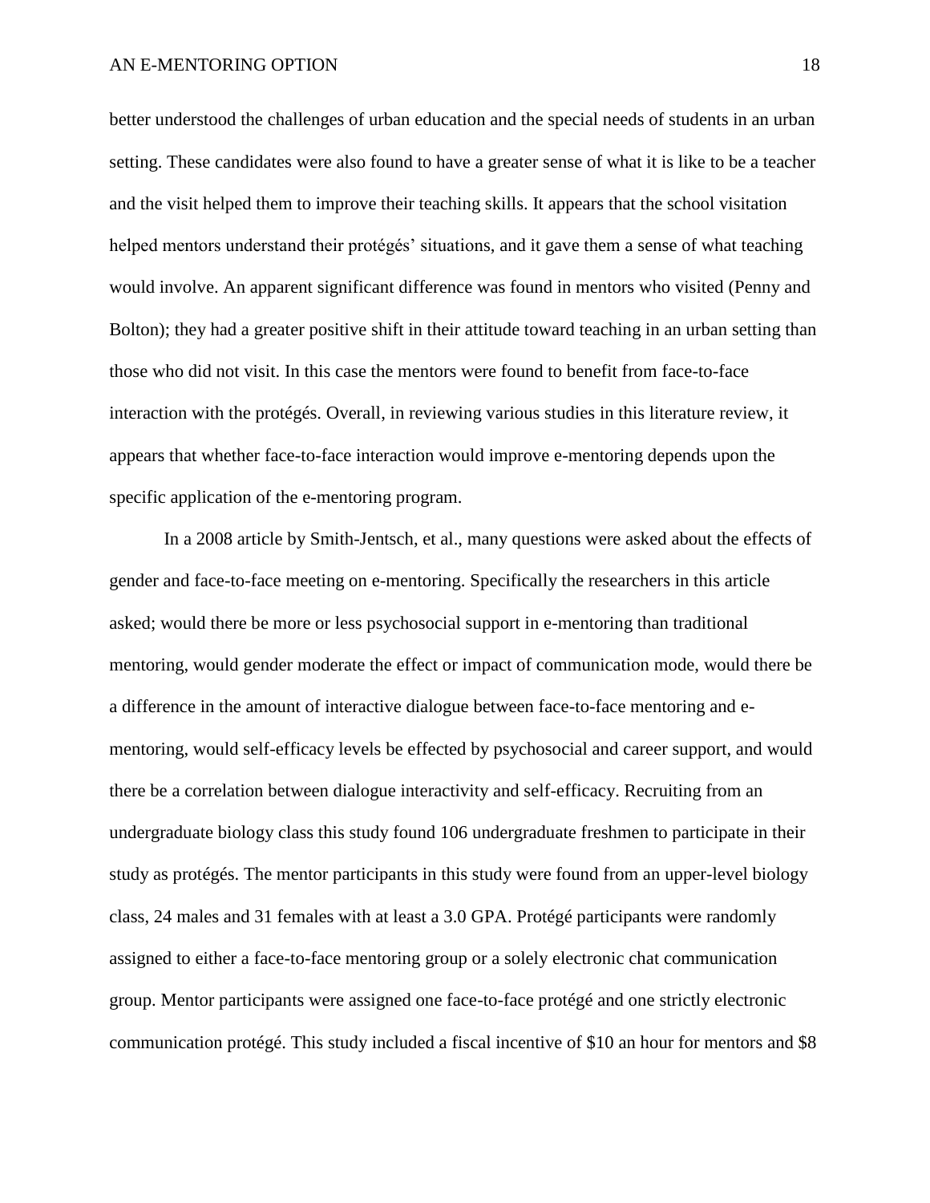better understood the challenges of urban education and the special needs of students in an urban setting. These candidates were also found to have a greater sense of what it is like to be a teacher and the visit helped them to improve their teaching skills. It appears that the school visitation helped mentors understand their protégés' situations, and it gave them a sense of what teaching would involve. An apparent significant difference was found in mentors who visited (Penny and Bolton); they had a greater positive shift in their attitude toward teaching in an urban setting than those who did not visit. In this case the mentors were found to benefit from face-to-face interaction with the protégés. Overall, in reviewing various studies in this literature review, it appears that whether face-to-face interaction would improve e-mentoring depends upon the specific application of the e-mentoring program.

In a 2008 article by Smith-Jentsch, et al., many questions were asked about the effects of gender and face-to-face meeting on e-mentoring. Specifically the researchers in this article asked; would there be more or less psychosocial support in e-mentoring than traditional mentoring, would gender moderate the effect or impact of communication mode, would there be a difference in the amount of interactive dialogue between face-to-face mentoring and e-mentoring, would self-efficacy levels be effected by psychosocial and career support, and would there be a correlation between dialogue interactivity and self-efficacy. Recruiting from an undergraduate biology class this study found 106 undergraduate freshmen to participate in their study as protégés. The mentor participants in this study were found from an upper-level biology class, 24 males and 31 females with at least a 3.0 GPA. Protégé participants were randomly assigned to either a face-to-face mentoring group or a solely electronic chat communication group. Mentor participants were assigned one face-to-face protégé and one strictly electronic communication protégé. This study included a fiscal incentive of $10 an hour for mentors and $8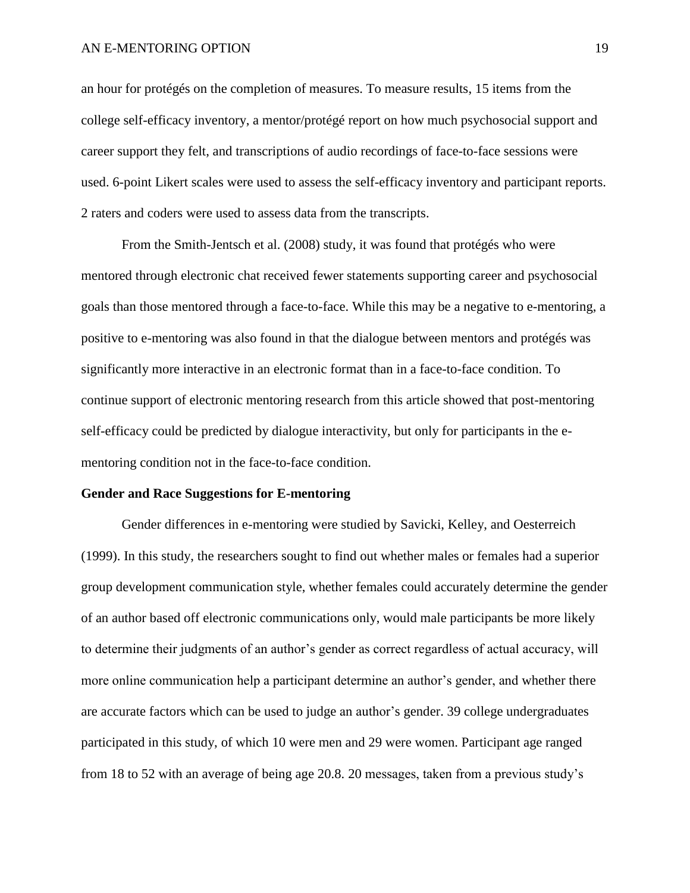an hour for protégés on the completion of measures. To measure results, 15 items from the college self-efficacy inventory, a mentor/protégé report on how much psychosocial support and career support they felt, and transcriptions of audio recordings of face-to-face sessions were used. 6-point Likert scales were used to assess the self-efficacy inventory and participant reports. 2 raters and coders were used to assess data from the transcripts.

From the Smith-Jentsch et al. (2008) study, it was found that protégés who were mentored through electronic chat received fewer statements supporting career and psychosocial goals than those mentored through a face-to-face. While this may be a negative to e-mentoring, a positive to e-mentoring was also found in that the dialogue between mentors and protégés was significantly more interactive in an electronic format than in a face-to-face condition. To continue support of electronic mentoring research from this article showed that post-mentoring self-efficacy could be predicted by dialogue interactivity, but only for participants in the e-mentoring condition not in the face-to-face condition.

**Gender and Race Suggestions for E-mentoring**

Gender differences in e-mentoring were studied by Savicki, Kelley, and Oesterreich (1999). In this study, the researchers sought to find out whether males or females had a superior group development communication style, whether females could accurately determine the gender of an author based off electronic communications only, would male participants be more likely to determine their judgments of an author's gender as correct regardless of actual accuracy, will more online communication help a participant determine an author's gender, and whether there are accurate factors which can be used to judge an author's gender. 39 college undergraduates participated in this study, of which 10 were men and 29 were women. Participant age ranged from 18 to 52 with an average of being age 20.8. 20 messages, taken from a previous study's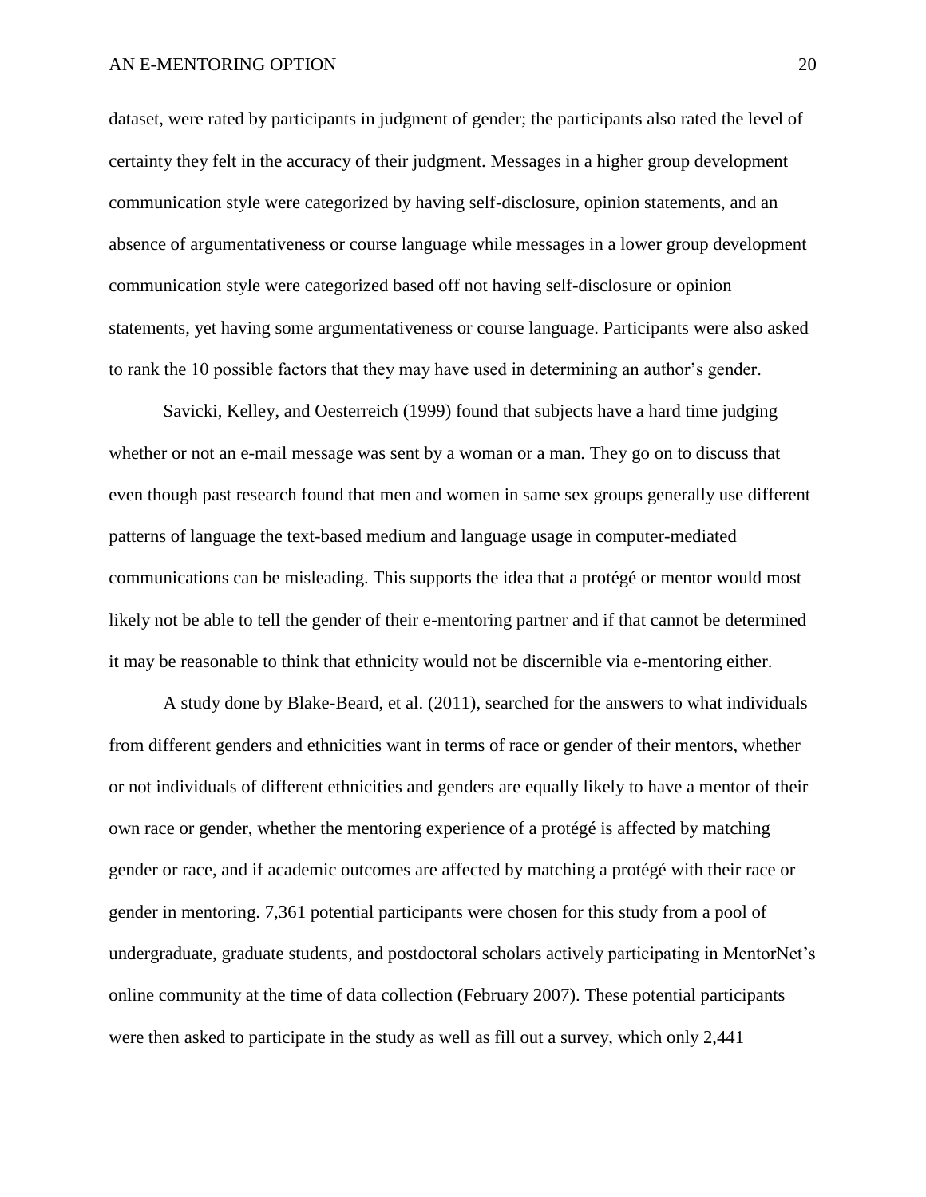dataset, were rated by participants in judgment of gender; the participants also rated the level of certainty they felt in the accuracy of their judgment. Messages in a higher group development communication style were categorized by having self-disclosure, opinion statements, and an absence of argumentativeness or course language while messages in a lower group development communication style were categorized based off not having self-disclosure or opinion statements, yet having some argumentativeness or course language. Participants were also asked to rank the 10 possible factors that they may have used in determining an author's gender.

Savicki, Kelley, and Oesterreich (1999) found that subjects have a hard time judging whether or not an e-mail message was sent by a woman or a man. They go on to discuss that even though past research found that men and women in same sex groups generally use different patterns of language the text-based medium and language usage in computer-mediated communications can be misleading. This supports the idea that a protégé or mentor would most likely not be able to tell the gender of their e-mentoring partner and if that cannot be determined it may be reasonable to think that ethnicity would not be discernible via e-mentoring either.

A study done by Blake-Beard, et al. (2011), searched for the answers to what individuals from different genders and ethnicities want in terms of race or gender of their mentors, whether or not individuals of different ethnicities and genders are equally likely to have a mentor of their own race or gender, whether the mentoring experience of a protégé is affected by matching gender or race, and if academic outcomes are affected by matching a protégé with their race or gender in mentoring. 7,361 potential participants were chosen for this study from a pool of undergraduate, graduate students, and postdoctoral scholars actively participating in MentorNet's online community at the time of data collection (February 2007). These potential participants were then asked to participate in the study as well as fill out a survey, which only 2,441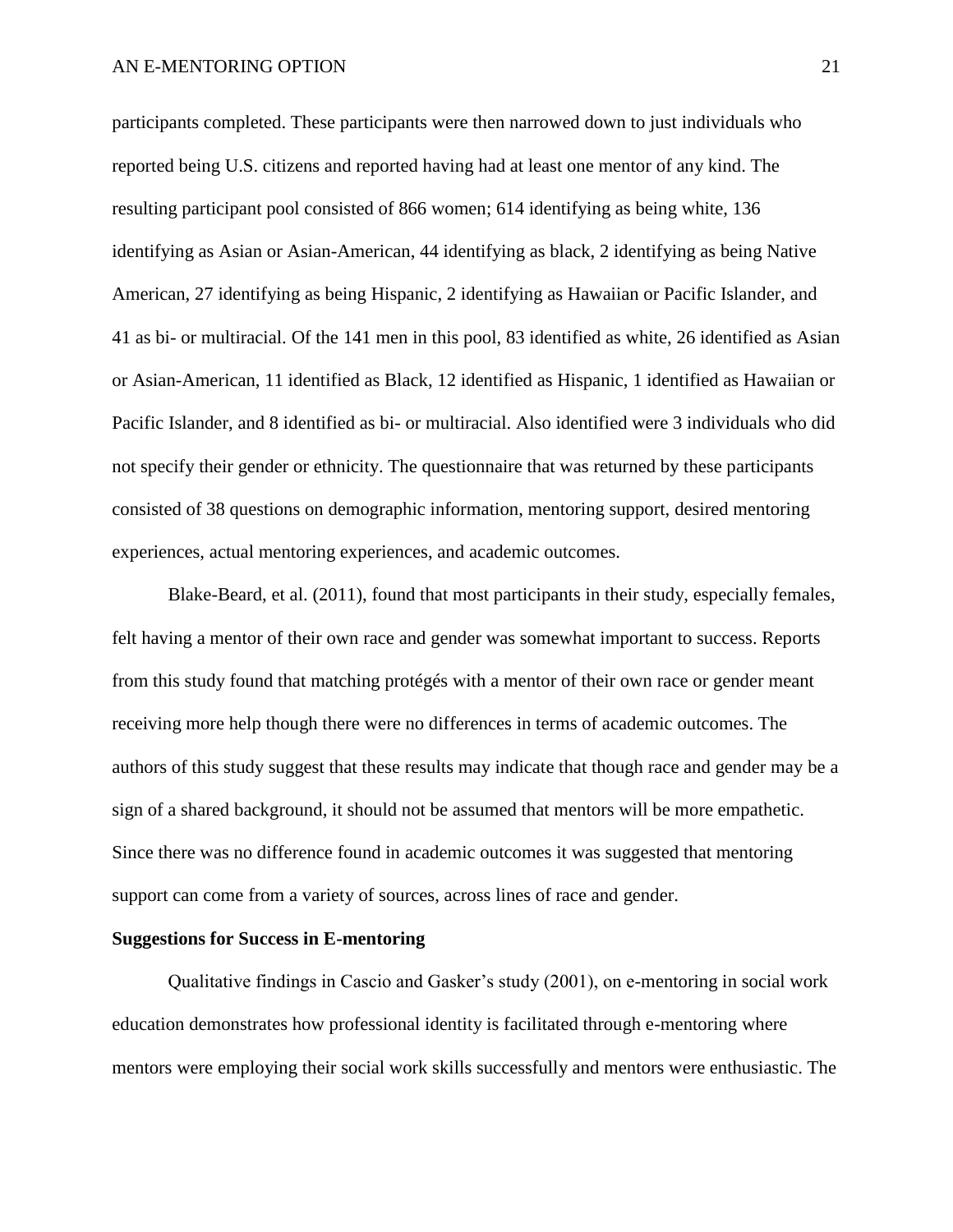participants completed. These participants were then narrowed down to just individuals who reported being U.S. citizens and reported having had at least one mentor of any kind. The resulting participant pool consisted of 866 women; 614 identifying as being white, 136 identifying as Asian or Asian-American, 44 identifying as black, 2 identifying as being Native American, 27 identifying as being Hispanic, 2 identifying as Hawaiian or Pacific Islander, and 41 as bi- or multiracial. Of the 141 men in this pool, 83 identified as white, 26 identified as Asian or Asian-American, 11 identified as Black, 12 identified as Hispanic, 1 identified as Hawaiian or Pacific Islander, and 8 identified as bi- or multiracial. Also identified were 3 individuals who did not specify their gender or ethnicity. The questionnaire that was returned by these participants consisted of 38 questions on demographic information, mentoring support, desired mentoring experiences, actual mentoring experiences, and academic outcomes.

Blake-Beard, et al. (2011), found that most participants in their study, especially females, felt having a mentor of their own race and gender was somewhat important to success. Reports from this study found that matching protégés with a mentor of their own race or gender meant receiving more help though there were no differences in terms of academic outcomes. The authors of this study suggest that these results may indicate that though race and gender may be a sign of a shared background, it should not be assumed that mentors will be more empathetic. Since there was no difference found in academic outcomes it was suggested that mentoring support can come from a variety of sources, across lines of race and gender.

**Suggestions for Success in E-mentoring**

Qualitative findings in Cascio and Gasker's study (2001), on e-mentoring in social work education demonstrates how professional identity is facilitated through e-mentoring where mentors were employing their social work skills successfully and mentors were enthusiastic. The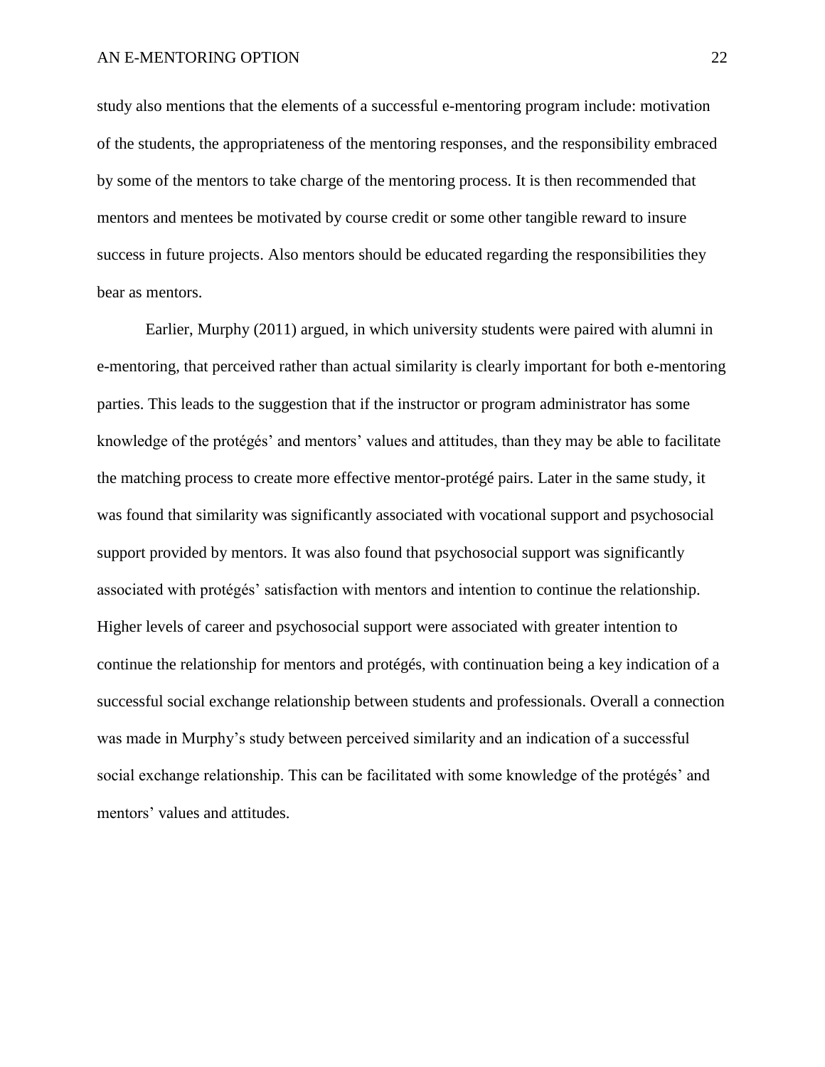study also mentions that the elements of a successful e-mentoring program include: motivation of the students, the appropriateness of the mentoring responses, and the responsibility embraced by some of the mentors to take charge of the mentoring process. It is then recommended that mentors and mentees be motivated by course credit or some other tangible reward to insure success in future projects. Also mentors should be educated regarding the responsibilities they bear as mentors.

Earlier, Murphy (2011) argued, in which university students were paired with alumni in e-mentoring, that perceived rather than actual similarity is clearly important for both e-mentoring parties. This leads to the suggestion that if the instructor or program administrator has some knowledge of the protégés' and mentors' values and attitudes, than they may be able to facilitate the matching process to create more effective mentor-protégé pairs. Later in the same study, it was found that similarity was significantly associated with vocational support and psychosocial support provided by mentors. It was also found that psychosocial support was significantly associated with protégés' satisfaction with mentors and intention to continue the relationship. Higher levels of career and psychosocial support were associated with greater intention to continue the relationship for mentors and protégés, with continuation being a key indication of a successful social exchange relationship between students and professionals. Overall a connection was made in Murphy's study between perceived similarity and an indication of a successful social exchange relationship. This can be facilitated with some knowledge of the protégés' and mentors' values and attitudes.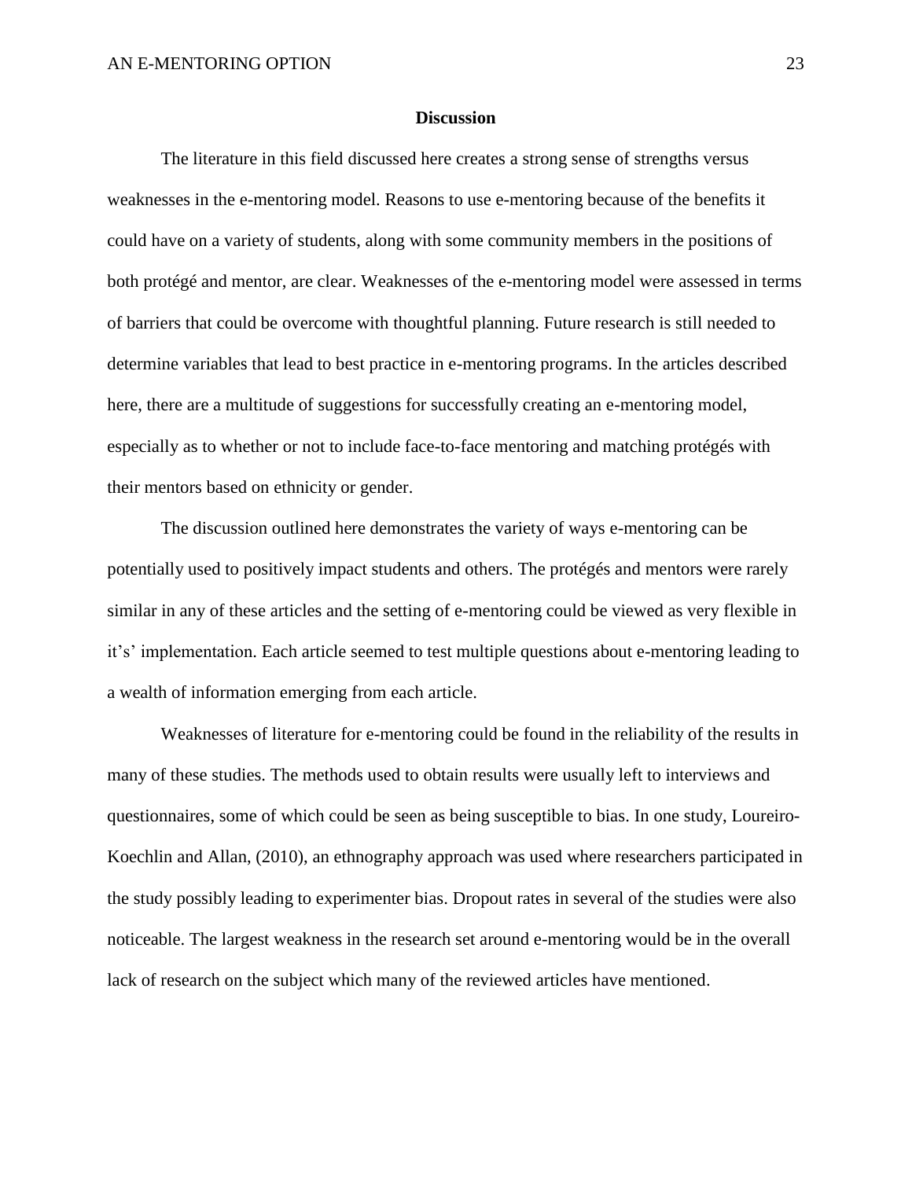## Discussion

The literature in this field discussed here creates a strong sense of strengths versus weaknesses in the e-mentoring model. Reasons to use e-mentoring because of the benefits it could have on a variety of students, along with some community members in the positions of both protégé and mentor, are clear. Weaknesses of the e-mentoring model were assessed in terms of barriers that could be overcome with thoughtful planning. Future research is still needed to determine variables that lead to best practice in e-mentoring programs. In the articles described here, there are a multitude of suggestions for successfully creating an e-mentoring model, especially as to whether or not to include face-to-face mentoring and matching protégés with their mentors based on ethnicity or gender.

The discussion outlined here demonstrates the variety of ways e-mentoring can be potentially used to positively impact students and others. The protégés and mentors were rarely similar in any of these articles and the setting of e-mentoring could be viewed as very flexible in it's' implementation. Each article seemed to test multiple questions about e-mentoring leading to a wealth of information emerging from each article.

Weaknesses of literature for e-mentoring could be found in the reliability of the results in many of these studies. The methods used to obtain results were usually left to interviews and questionnaires, some of which could be seen as being susceptible to bias. In one study, Loureiro-Koechlin and Allan, (2010), an ethnography approach was used where researchers participated in the study possibly leading to experimenter bias. Dropout rates in several of the studies were also noticeable. The largest weakness in the research set around e-mentoring would be in the overall lack of research on the subject which many of the reviewed articles have mentioned.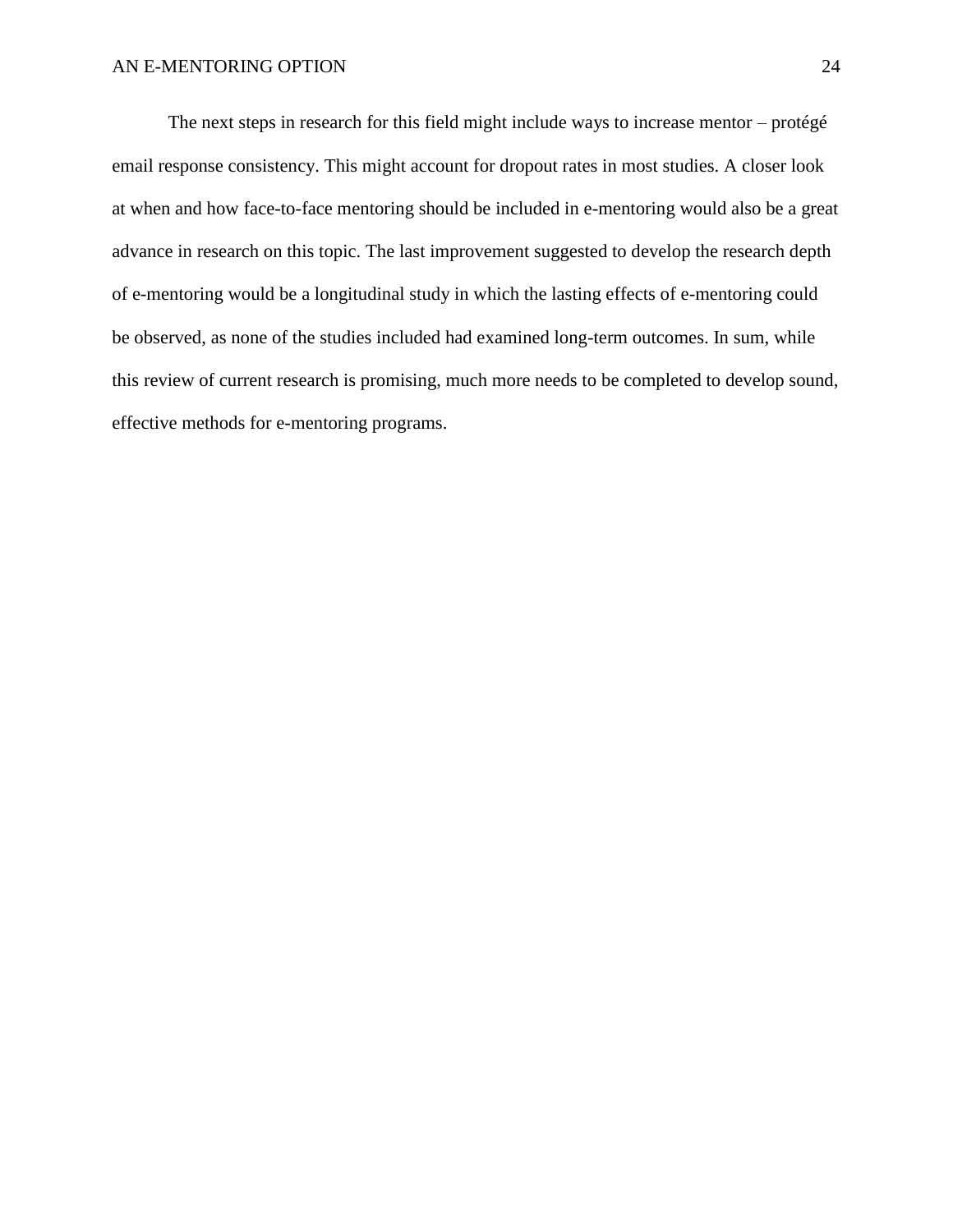The next steps in research for this field might include ways to increase mentor – protégé email response consistency. This might account for dropout rates in most studies. A closer look at when and how face-to-face mentoring should be included in e-mentoring would also be a great advance in research on this topic. The last improvement suggested to develop the research depth of e-mentoring would be a longitudinal study in which the lasting effects of e-mentoring could be observed, as none of the studies included had examined long-term outcomes. In sum, while this review of current research is promising, much more needs to be completed to develop sound, effective methods for e-mentoring programs.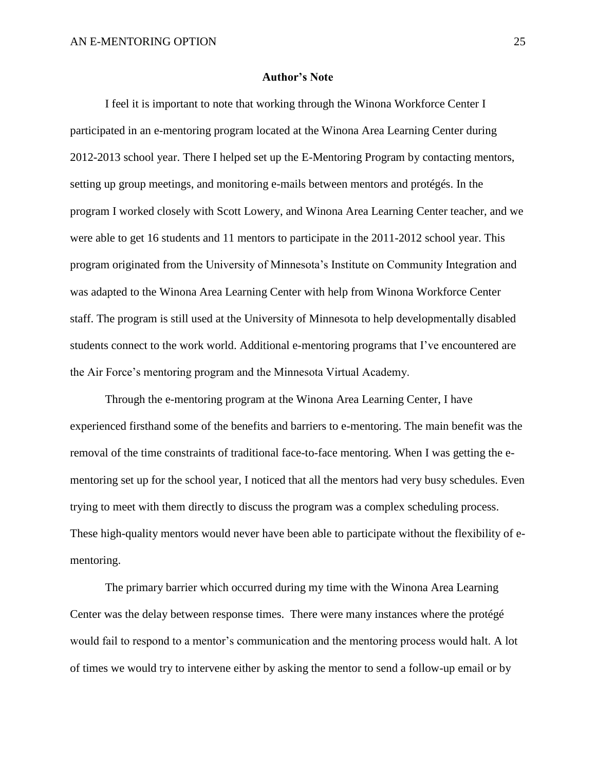## Author's Note

I feel it is important to note that working through the Winona Workforce Center I participated in an e-mentoring program located at the Winona Area Learning Center during 2012-2013 school year. There I helped set up the E-Mentoring Program by contacting mentors, setting up group meetings, and monitoring e-mails between mentors and protégés. In the program I worked closely with Scott Lowery, and Winona Area Learning Center teacher, and we were able to get 16 students and 11 mentors to participate in the 2011-2012 school year. This program originated from the University of Minnesota's Institute on Community Integration and was adapted to the Winona Area Learning Center with help from Winona Workforce Center staff. The program is still used at the University of Minnesota to help developmentally disabled students connect to the work world. Additional e-mentoring programs that I've encountered are the Air Force's mentoring program and the Minnesota Virtual Academy.

Through the e-mentoring program at the Winona Area Learning Center, I have experienced firsthand some of the benefits and barriers to e-mentoring. The main benefit was the removal of the time constraints of traditional face-to-face mentoring. When I was getting the e-mentoring set up for the school year, I noticed that all the mentors had very busy schedules. Even trying to meet with them directly to discuss the program was a complex scheduling process. These high-quality mentors would never have been able to participate without the flexibility of e-mentoring.

The primary barrier which occurred during my time with the Winona Area Learning Center was the delay between response times. There were many instances where the protégé would fail to respond to a mentor's communication and the mentoring process would halt. A lot of times we would try to intervene either by asking the mentor to send a follow-up email or by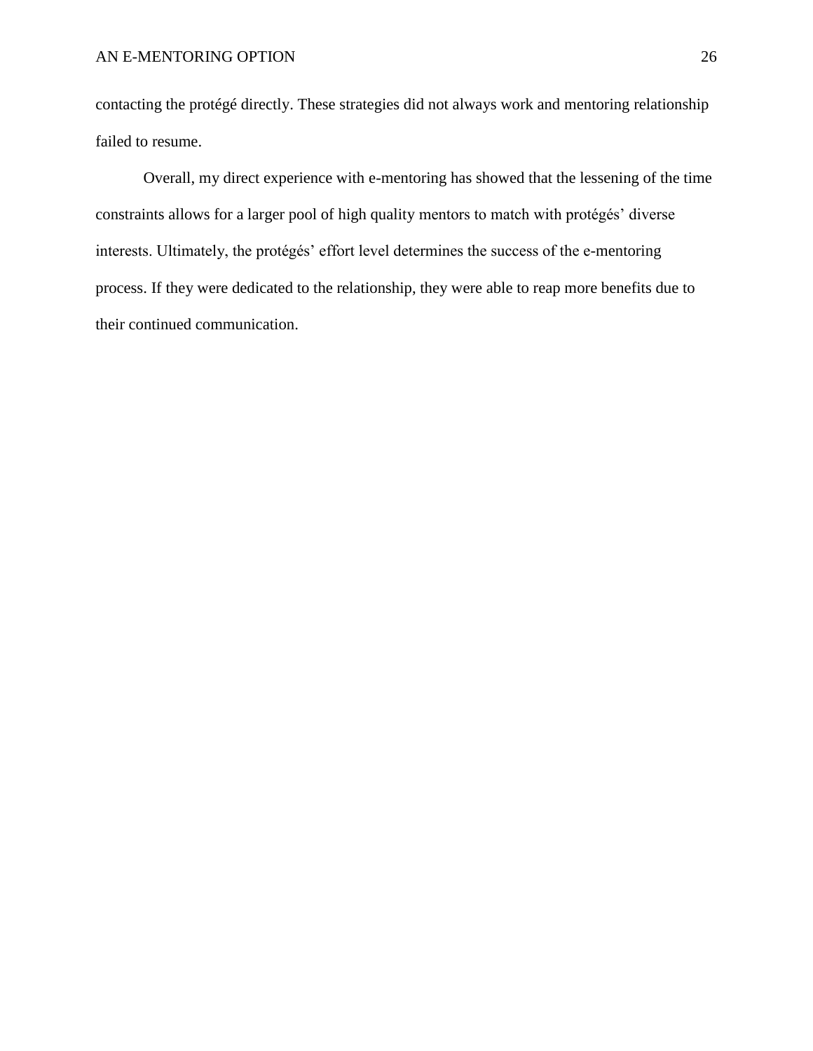contacting the protégé directly. These strategies did not always work and mentoring relationship failed to resume.

Overall, my direct experience with e-mentoring has showed that the lessening of the time constraints allows for a larger pool of high quality mentors to match with protégés' diverse interests. Ultimately, the protégés' effort level determines the success of the e-mentoring process. If they were dedicated to the relationship, they were able to reap more benefits due to their continued communication.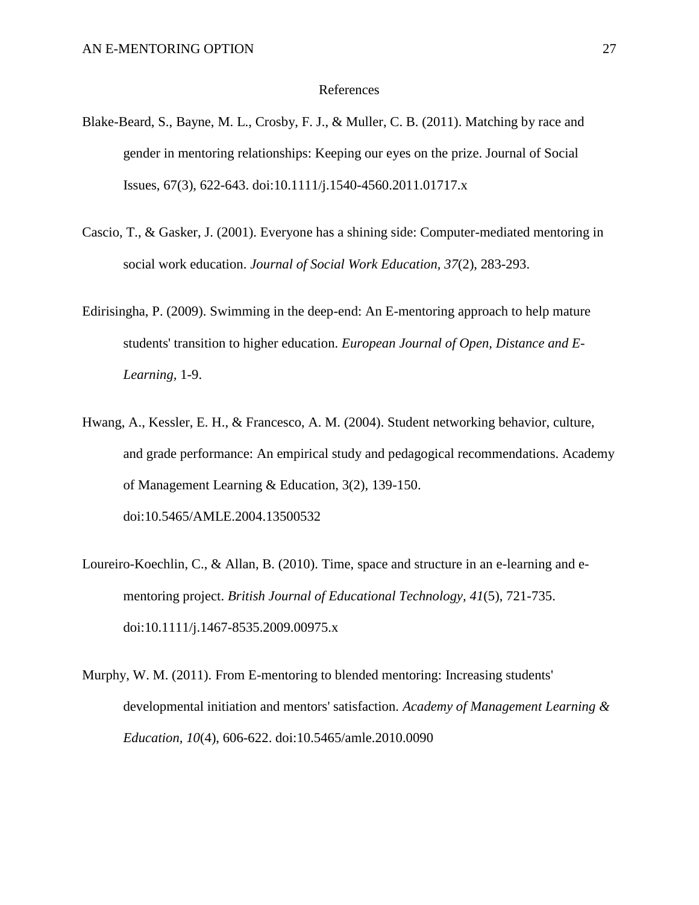# References

Blake-Beard, S., Bayne, M. L., Crosby, F. J., & Muller, C. B. (2011). Matching by race and gender in mentoring relationships: Keeping our eyes on the prize. Journal of Social Issues, 67(3), 622-643. doi:10.1111/j.1540-4560.2011.01717.x

Cascio, T., & Gasker, J. (2001). Everyone has a shining side: Computer-mediated mentoring in social work education. *Journal of Social Work Education, 37*(2), 283-293.

Edirisingha, P. (2009). Swimming in the deep-end: An E-mentoring approach to help mature students' transition to higher education. *European Journal of Open, Distance and E-Learning,* 1-9.

Hwang, A., Kessler, E. H., & Francesco, A. M. (2004). Student networking behavior, culture, and grade performance: An empirical study and pedagogical recommendations. Academy of Management Learning & Education, 3(2), 139-150. doi:10.5465/AMLE.2004.13500532

Loureiro-Koechlin, C., & Allan, B. (2010). Time, space and structure in an e-learning and e-mentoring project. *British Journal of Educational Technology, 41*(5), 721-735. doi:10.1111/j.1467-8535.2009.00975.x

Murphy, W. M. (2011). From E-mentoring to blended mentoring: Increasing students' developmental initiation and mentors' satisfaction. *Academy of Management Learning & Education, 10*(4), 606-622. doi:10.5465/amle.2010.0090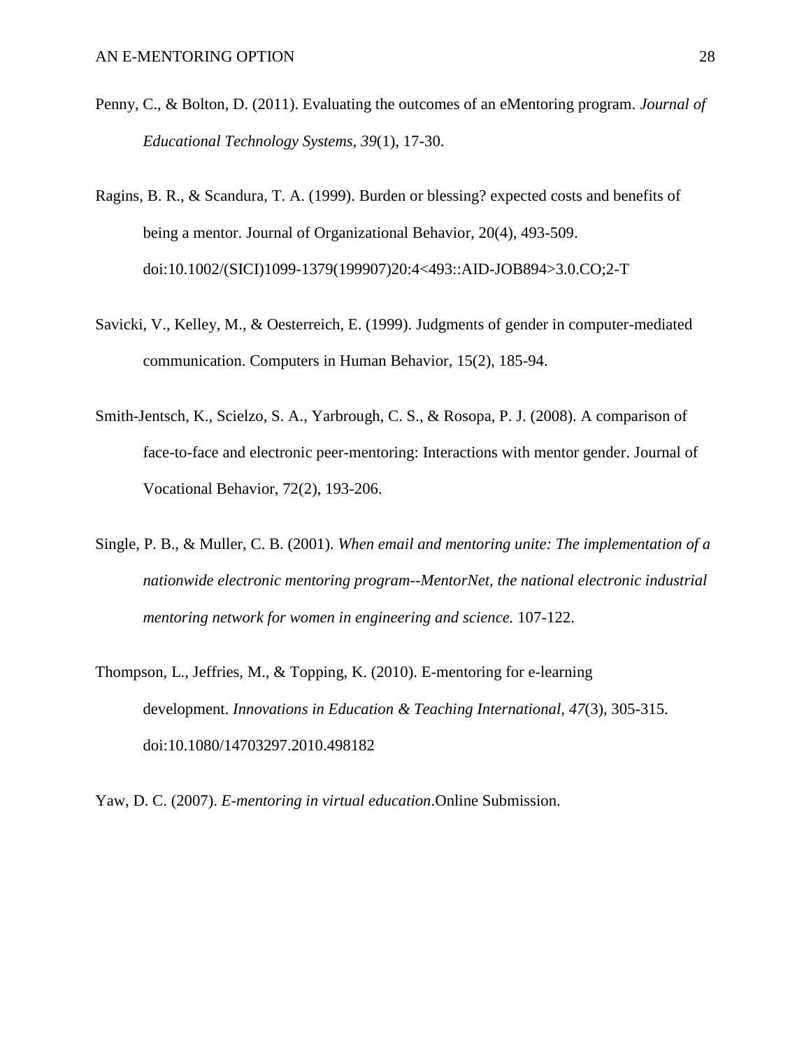Penny, C., & Bolton, D. (2011). Evaluating the outcomes of an eMentoring program. *Journal of Educational Technology Systems, 39*(1), 17-30.

Ragins, B. R., & Scandura, T. A. (1999). Burden or blessing? expected costs and benefits of being a mentor. Journal of Organizational Behavior, 20(4), 493-509. doi:10.1002/(SICI)1099-1379(199907)20:4<493::AID-JOB894>3.0.CO;2-T

Savicki, V., Kelley, M., & Oesterreich, E. (1999). Judgments of gender in computer-mediated communication. Computers in Human Behavior, 15(2), 185-94.

Smith-Jentsch, K., Scielzo, S. A., Yarbrough, C. S., & Rosopa, P. J. (2008). A comparison of face-to-face and electronic peer-mentoring: Interactions with mentor gender. Journal of Vocational Behavior, 72(2), 193-206.

Single, P. B., & Muller, C. B. (2001). *When email and mentoring unite: The implementation of a nationwide electronic mentoring program--MentorNet, the national electronic industrial mentoring network for women in engineering and science.* 107-122.

Thompson, L., Jeffries, M., & Topping, K. (2010). E-mentoring for e-learning development. *Innovations in Education & Teaching International, 47*(3), 305-315. doi:10.1080/14703297.2010.498182

Yaw, D. C. (2007). *E-mentoring in virtual education*.Online Submission.